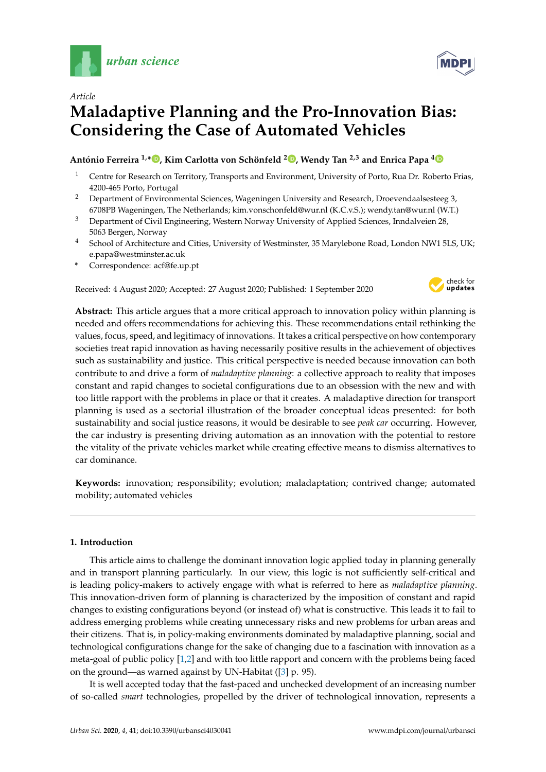*Article*

# Maladaptive Planning and the Pro-Innovation Bias: Considering the Case of Automated Vehicles

**António Ferreira [1,*], Kim Carlotta von Schönfeld [2], Wendy Tan [2,3] and Enrica Papa [4]**

[1] Centre for Research on Territory, Transports and Environment, University of Porto, Rua Dr. Roberto Frias, 4200-465 Porto, Portugal

[2] Department of Environmental Sciences, Wageningen University and Research, Droevendaalsesteeg 3, 6708PB Wageningen, The Netherlands; kim.vonschonfeld@wur.nl (K.C.v.S.); wendy.tan@wur.nl (W.T.)

[3] Department of Civil Engineering, Western Norway University of Applied Sciences, Inndalveien 28, 5063 Bergen, Norway

[4] School of Architecture and Cities, University of Westminster, 35 Marylebone Road, London NW1 5LS, UK; e.papa@westminster.ac.uk

\* Correspondence: acf@fe.up.pt

Received: 4 August 2020; Accepted: 27 August 2020; Published: 1 September 2020

**Abstract:** This article argues that a more critical approach to innovation policy within planning is needed and offers recommendations for achieving this. These recommendations entail rethinking the values, focus, speed, and legitimacy of innovations. It takes a critical perspective on how contemporary societies treat rapid innovation as having necessarily positive results in the achievement of objectives such as sustainability and justice. This critical perspective is needed because innovation can both contribute to and drive a form of *maladaptive planning*: a collective approach to reality that imposes constant and rapid changes to societal configurations due to an obsession with the new and with too little rapport with the problems in place or that it creates. A maladaptive direction for transport planning is used as a sectorial illustration of the broader conceptual ideas presented: for both sustainability and social justice reasons, it would be desirable to see *peak car* occurring. However, the car industry is presenting driving automation as an innovation with the potential to restore the vitality of the private vehicles market while creating effective means to dismiss alternatives to car dominance.

**Keywords:** innovation; responsibility; evolution; maladaptation; contrived change; automated mobility; automated vehicles

## 1. Introduction

This article aims to challenge the dominant innovation logic applied today in planning generally and in transport planning particularly. In our view, this logic is not sufficiently self-critical and is leading policy-makers to actively engage with what is referred to here as *maladaptive planning*. This innovation-driven form of planning is characterized by the imposition of constant and rapid changes to existing configurations beyond (or instead of) what is constructive. This leads it to fail to address emerging problems while creating unnecessary risks and new problems for urban areas and their citizens. That is, in policy-making environments dominated by maladaptive planning, social and technological configurations change for the sake of changing due to a fascination with innovation as a meta-goal of public policy [1,2] and with too little rapport and concern with the problems being faced on the ground—as warned against by UN-Habitat ([3] p. 95).

It is well accepted today that the fast-paced and unchecked development of an increasing number of so-called *smart* technologies, propelled by the driver of technological innovation, represents a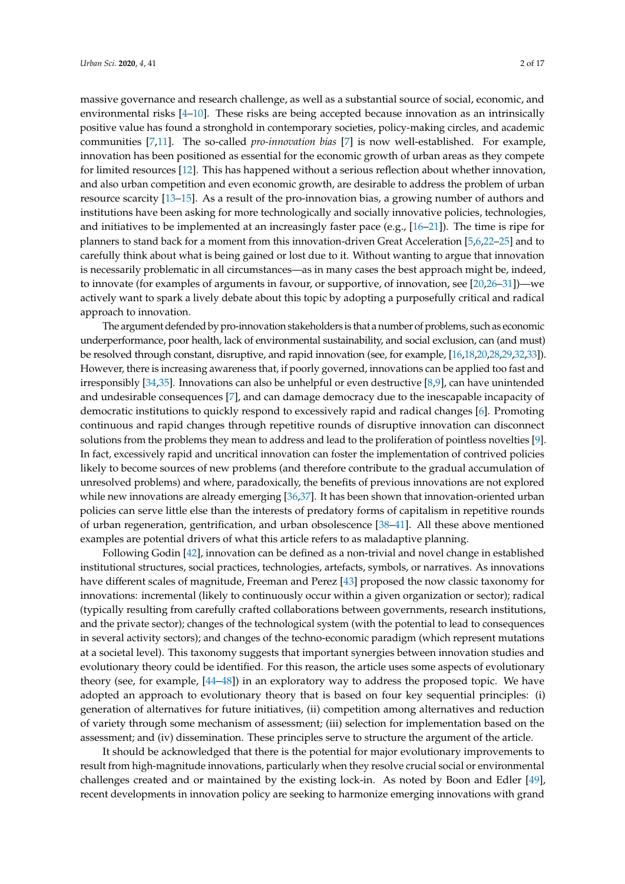massive governance and research challenge, as well as a substantial source of social, economic, and environmental risks [4–10]. These risks are being accepted because innovation as an intrinsically positive value has found a stronghold in contemporary societies, policy-making circles, and academic communities [7,11]. The so-called *pro-innovation bias* [7] is now well-established. For example, innovation has been positioned as essential for the economic growth of urban areas as they compete for limited resources [12]. This has happened without a serious reflection about whether innovation, and also urban competition and even economic growth, are desirable to address the problem of urban resource scarcity [13–15]. As a result of the pro-innovation bias, a growing number of authors and institutions have been asking for more technologically and socially innovative policies, technologies, and initiatives to be implemented at an increasingly faster pace (e.g., [16–21]). The time is ripe for planners to stand back for a moment from this innovation-driven Great Acceleration [5,6,22–25] and to carefully think about what is being gained or lost due to it. Without wanting to argue that innovation is necessarily problematic in all circumstances—as in many cases the best approach might be, indeed, to innovate (for examples of arguments in favour, or supportive, of innovation, see [20,26–31])—we actively want to spark a lively debate about this topic by adopting a purposefully critical and radical approach to innovation.

The argument defended by pro-innovation stakeholders is that a number of problems, such as economic underperformance, poor health, lack of environmental sustainability, and social exclusion, can (and must) be resolved through constant, disruptive, and rapid innovation (see, for example, [16,18,20,28,29,32,33]). However, there is increasing awareness that, if poorly governed, innovations can be applied too fast and irresponsibly [34,35]. Innovations can also be unhelpful or even destructive [8,9], can have unintended and undesirable consequences [7], and can damage democracy due to the inescapable incapacity of democratic institutions to quickly respond to excessively rapid and radical changes [6]. Promoting continuous and rapid changes through repetitive rounds of disruptive innovation can disconnect solutions from the problems they mean to address and lead to the proliferation of pointless novelties [9]. In fact, excessively rapid and uncritical innovation can foster the implementation of contrived policies likely to become sources of new problems (and therefore contribute to the gradual accumulation of unresolved problems) and where, paradoxically, the benefits of previous innovations are not explored while new innovations are already emerging [36,37]. It has been shown that innovation-oriented urban policies can serve little else than the interests of predatory forms of capitalism in repetitive rounds of urban regeneration, gentrification, and urban obsolescence [38–41]. All these above mentioned examples are potential drivers of what this article refers to as maladaptive planning.

Following Godin [42], innovation can be defined as a non-trivial and novel change in established institutional structures, social practices, technologies, artefacts, symbols, or narratives. As innovations have different scales of magnitude, Freeman and Perez [43] proposed the now classic taxonomy for innovations: incremental (likely to continuously occur within a given organization or sector); radical (typically resulting from carefully crafted collaborations between governments, research institutions, and the private sector); changes of the technological system (with the potential to lead to consequences in several activity sectors); and changes of the techno-economic paradigm (which represent mutations at a societal level). This taxonomy suggests that important synergies between innovation studies and evolutionary theory could be identified. For this reason, the article uses some aspects of evolutionary theory (see, for example, [44–48]) in an exploratory way to address the proposed topic. We have adopted an approach to evolutionary theory that is based on four key sequential principles: (i) generation of alternatives for future initiatives, (ii) competition among alternatives and reduction of variety through some mechanism of assessment; (iii) selection for implementation based on the assessment; and (iv) dissemination. These principles serve to structure the argument of the article.

It should be acknowledged that there is the potential for major evolutionary improvements to result from high-magnitude innovations, particularly when they resolve crucial social or environmental challenges created and or maintained by the existing lock-in. As noted by Boon and Edler [49], recent developments in innovation policy are seeking to harmonize emerging innovations with grand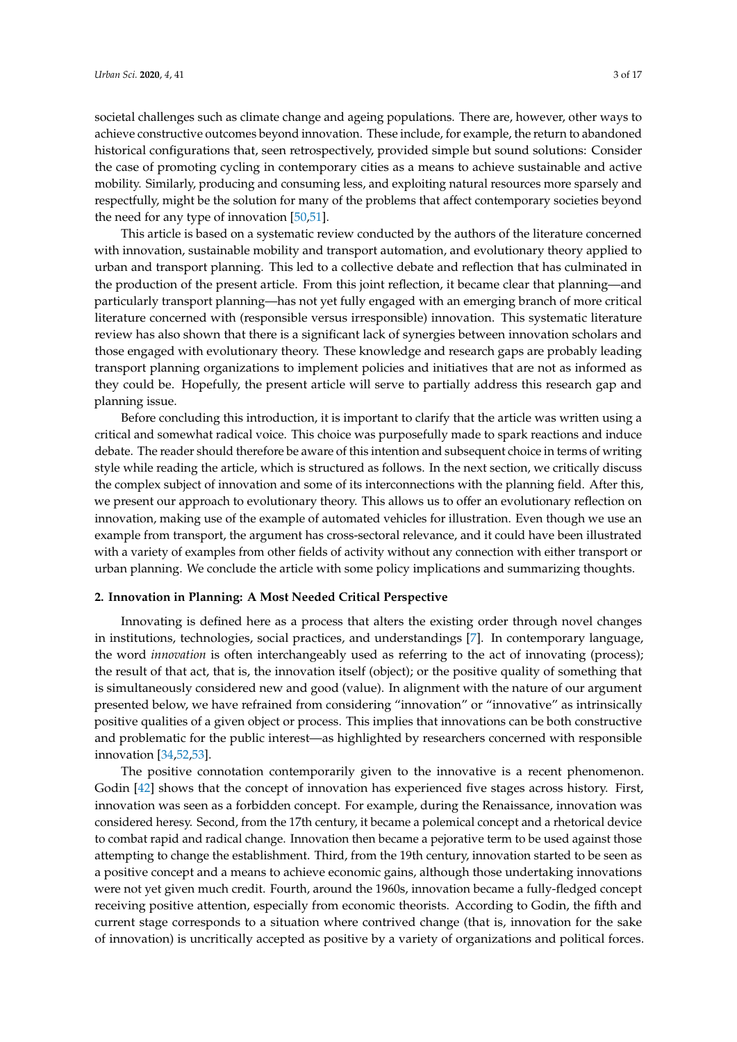societal challenges such as climate change and ageing populations. There are, however, other ways to achieve constructive outcomes beyond innovation. These include, for example, the return to abandoned historical configurations that, seen retrospectively, provided simple but sound solutions: Consider the case of promoting cycling in contemporary cities as a means to achieve sustainable and active mobility. Similarly, producing and consuming less, and exploiting natural resources more sparsely and respectfully, might be the solution for many of the problems that affect contemporary societies beyond the need for any type of innovation [50,51].

This article is based on a systematic review conducted by the authors of the literature concerned with innovation, sustainable mobility and transport automation, and evolutionary theory applied to urban and transport planning. This led to a collective debate and reflection that has culminated in the production of the present article. From this joint reflection, it became clear that planning—and particularly transport planning—has not yet fully engaged with an emerging branch of more critical literature concerned with (responsible versus irresponsible) innovation. This systematic literature review has also shown that there is a significant lack of synergies between innovation scholars and those engaged with evolutionary theory. These knowledge and research gaps are probably leading transport planning organizations to implement policies and initiatives that are not as informed as they could be. Hopefully, the present article will serve to partially address this research gap and planning issue.

Before concluding this introduction, it is important to clarify that the article was written using a critical and somewhat radical voice. This choice was purposefully made to spark reactions and induce debate. The reader should therefore be aware of this intention and subsequent choice in terms of writing style while reading the article, which is structured as follows. In the next section, we critically discuss the complex subject of innovation and some of its interconnections with the planning field. After this, we present our approach to evolutionary theory. This allows us to offer an evolutionary reflection on innovation, making use of the example of automated vehicles for illustration. Even though we use an example from transport, the argument has cross-sectoral relevance, and it could have been illustrated with a variety of examples from other fields of activity without any connection with either transport or urban planning. We conclude the article with some policy implications and summarizing thoughts.

## 2. Innovation in Planning: A Most Needed Critical Perspective

Innovating is defined here as a process that alters the existing order through novel changes in institutions, technologies, social practices, and understandings [7]. In contemporary language, the word *innovation* is often interchangeably used as referring to the act of innovating (process); the result of that act, that is, the innovation itself (object); or the positive quality of something that is simultaneously considered new and good (value). In alignment with the nature of our argument presented below, we have refrained from considering "innovation" or "innovative" as intrinsically positive qualities of a given object or process. This implies that innovations can be both constructive and problematic for the public interest—as highlighted by researchers concerned with responsible innovation [34,52,53].

The positive connotation contemporarily given to the innovative is a recent phenomenon. Godin [42] shows that the concept of innovation has experienced five stages across history. First, innovation was seen as a forbidden concept. For example, during the Renaissance, innovation was considered heresy. Second, from the 17th century, it became a polemical concept and a rhetorical device to combat rapid and radical change. Innovation then became a pejorative term to be used against those attempting to change the establishment. Third, from the 19th century, innovation started to be seen as a positive concept and a means to achieve economic gains, although those undertaking innovations were not yet given much credit. Fourth, around the 1960s, innovation became a fully-fledged concept receiving positive attention, especially from economic theorists. According to Godin, the fifth and current stage corresponds to a situation where contrived change (that is, innovation for the sake of innovation) is uncritically accepted as positive by a variety of organizations and political forces.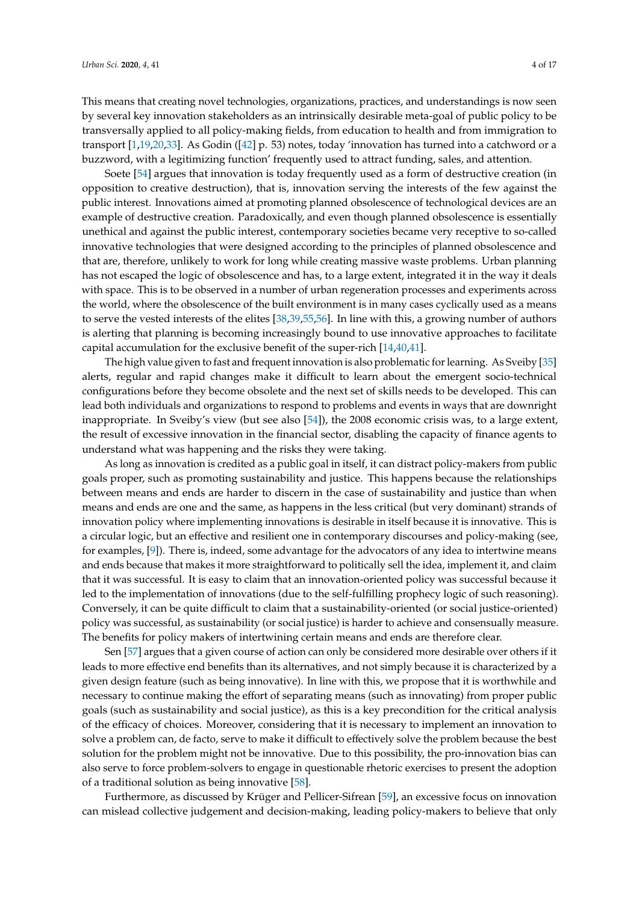This means that creating novel technologies, organizations, practices, and understandings is now seen by several key innovation stakeholders as an intrinsically desirable meta-goal of public policy to be transversally applied to all policy-making fields, from education to health and from immigration to transport [1,19,20,33]. As Godin ([42] p. 53) notes, today 'innovation has turned into a catchword or a buzzword, with a legitimizing function' frequently used to attract funding, sales, and attention.

Soete [54] argues that innovation is today frequently used as a form of destructive creation (in opposition to creative destruction), that is, innovation serving the interests of the few against the public interest. Innovations aimed at promoting planned obsolescence of technological devices are an example of destructive creation. Paradoxically, and even though planned obsolescence is essentially unethical and against the public interest, contemporary societies became very receptive to so-called innovative technologies that were designed according to the principles of planned obsolescence and that are, therefore, unlikely to work for long while creating massive waste problems. Urban planning has not escaped the logic of obsolescence and has, to a large extent, integrated it in the way it deals with space. This is to be observed in a number of urban regeneration processes and experiments across the world, where the obsolescence of the built environment is in many cases cyclically used as a means to serve the vested interests of the elites [38,39,55,56]. In line with this, a growing number of authors is alerting that planning is becoming increasingly bound to use innovative approaches to facilitate capital accumulation for the exclusive benefit of the super-rich [14,40,41].

The high value given to fast and frequent innovation is also problematic for learning. As Sveiby [35] alerts, regular and rapid changes make it difficult to learn about the emergent socio-technical configurations before they become obsolete and the next set of skills needs to be developed. This can lead both individuals and organizations to respond to problems and events in ways that are downright inappropriate. In Sveiby's view (but see also [54]), the 2008 economic crisis was, to a large extent, the result of excessive innovation in the financial sector, disabling the capacity of finance agents to understand what was happening and the risks they were taking.

As long as innovation is credited as a public goal in itself, it can distract policy-makers from public goals proper, such as promoting sustainability and justice. This happens because the relationships between means and ends are harder to discern in the case of sustainability and justice than when means and ends are one and the same, as happens in the less critical (but very dominant) strands of innovation policy where implementing innovations is desirable in itself because it is innovative. This is a circular logic, but an effective and resilient one in contemporary discourses and policy-making (see, for examples, [9]). There is, indeed, some advantage for the advocators of any idea to intertwine means and ends because that makes it more straightforward to politically sell the idea, implement it, and claim that it was successful. It is easy to claim that an innovation-oriented policy was successful because it led to the implementation of innovations (due to the self-fulfilling prophecy logic of such reasoning). Conversely, it can be quite difficult to claim that a sustainability-oriented (or social justice-oriented) policy was successful, as sustainability (or social justice) is harder to achieve and consensually measure. The benefits for policy makers of intertwining certain means and ends are therefore clear.

Sen [57] argues that a given course of action can only be considered more desirable over others if it leads to more effective end benefits than its alternatives, and not simply because it is characterized by a given design feature (such as being innovative). In line with this, we propose that it is worthwhile and necessary to continue making the effort of separating means (such as innovating) from proper public goals (such as sustainability and social justice), as this is a key precondition for the critical analysis of the efficacy of choices. Moreover, considering that it is necessary to implement an innovation to solve a problem can, de facto, serve to make it difficult to effectively solve the problem because the best solution for the problem might not be innovative. Due to this possibility, the pro-innovation bias can also serve to force problem-solvers to engage in questionable rhetoric exercises to present the adoption of a traditional solution as being innovative [58].

Furthermore, as discussed by Krüger and Pellicer-Sifrean [59], an excessive focus on innovation can mislead collective judgement and decision-making, leading policy-makers to believe that only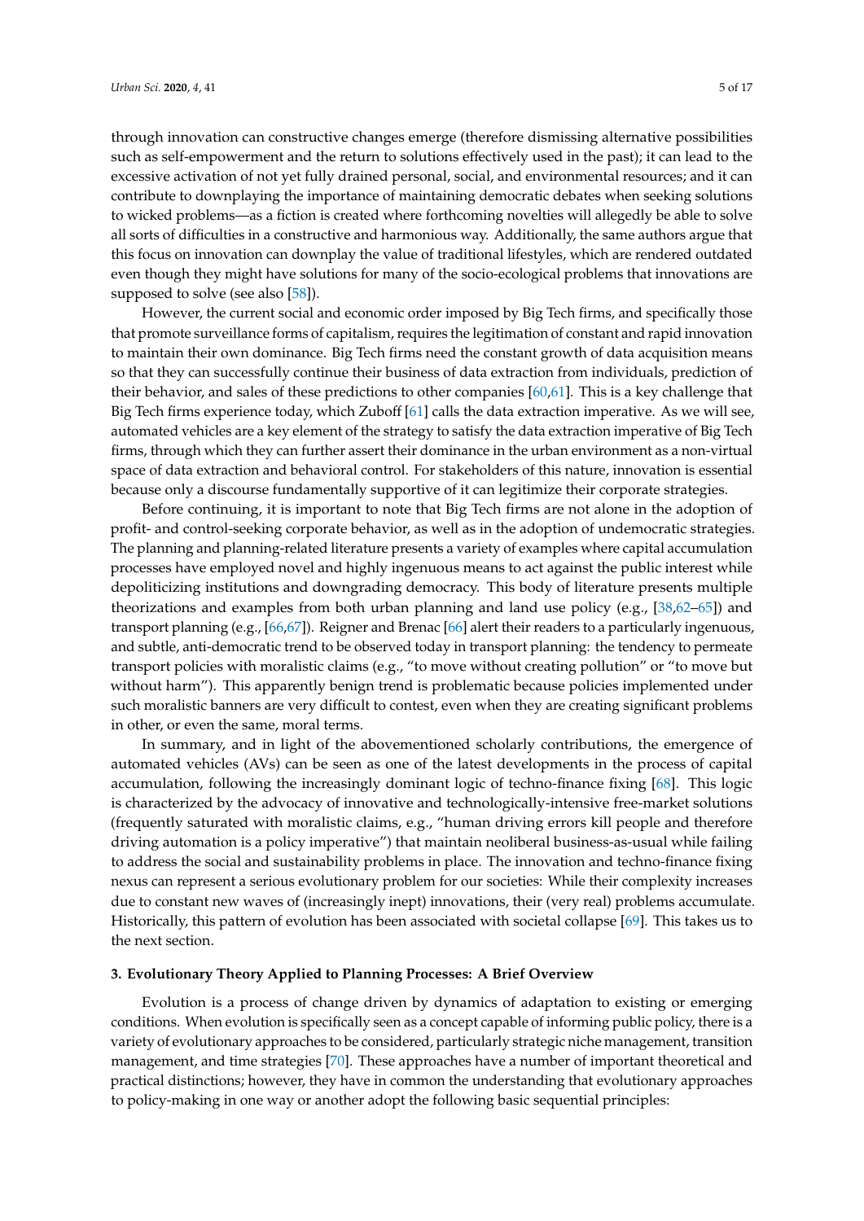through innovation can constructive changes emerge (therefore dismissing alternative possibilities such as self-empowerment and the return to solutions effectively used in the past); it can lead to the excessive activation of not yet fully drained personal, social, and environmental resources; and it can contribute to downplaying the importance of maintaining democratic debates when seeking solutions to wicked problems—as a fiction is created where forthcoming novelties will allegedly be able to solve all sorts of difficulties in a constructive and harmonious way. Additionally, the same authors argue that this focus on innovation can downplay the value of traditional lifestyles, which are rendered outdated even though they might have solutions for many of the socio-ecological problems that innovations are supposed to solve (see also [58]).

However, the current social and economic order imposed by Big Tech firms, and specifically those that promote surveillance forms of capitalism, requires the legitimation of constant and rapid innovation to maintain their own dominance. Big Tech firms need the constant growth of data acquisition means so that they can successfully continue their business of data extraction from individuals, prediction of their behavior, and sales of these predictions to other companies [60,61]. This is a key challenge that Big Tech firms experience today, which Zuboff [61] calls the data extraction imperative. As we will see, automated vehicles are a key element of the strategy to satisfy the data extraction imperative of Big Tech firms, through which they can further assert their dominance in the urban environment as a non-virtual space of data extraction and behavioral control. For stakeholders of this nature, innovation is essential because only a discourse fundamentally supportive of it can legitimize their corporate strategies.

Before continuing, it is important to note that Big Tech firms are not alone in the adoption of profit- and control-seeking corporate behavior, as well as in the adoption of undemocratic strategies. The planning and planning-related literature presents a variety of examples where capital accumulation processes have employed novel and highly ingenuous means to act against the public interest while depoliticizing institutions and downgrading democracy. This body of literature presents multiple theorizations and examples from both urban planning and land use policy (e.g., [38,62–65]) and transport planning (e.g., [66,67]). Reigner and Brenac [66] alert their readers to a particularly ingenuous, and subtle, anti-democratic trend to be observed today in transport planning: the tendency to permeate transport policies with moralistic claims (e.g., "to move without creating pollution" or "to move but without harm"). This apparently benign trend is problematic because policies implemented under such moralistic banners are very difficult to contest, even when they are creating significant problems in other, or even the same, moral terms.

In summary, and in light of the abovementioned scholarly contributions, the emergence of automated vehicles (AVs) can be seen as one of the latest developments in the process of capital accumulation, following the increasingly dominant logic of techno-finance fixing [68]. This logic is characterized by the advocacy of innovative and technologically-intensive free-market solutions (frequently saturated with moralistic claims, e.g., "human driving errors kill people and therefore driving automation is a policy imperative") that maintain neoliberal business-as-usual while failing to address the social and sustainability problems in place. The innovation and techno-finance fixing nexus can represent a serious evolutionary problem for our societies: While their complexity increases due to constant new waves of (increasingly inept) innovations, their (very real) problems accumulate. Historically, this pattern of evolution has been associated with societal collapse [69]. This takes us to the next section.

## 3. Evolutionary Theory Applied to Planning Processes: A Brief Overview

Evolution is a process of change driven by dynamics of adaptation to existing or emerging conditions. When evolution is specifically seen as a concept capable of informing public policy, there is a variety of evolutionary approaches to be considered, particularly strategic niche management, transition management, and time strategies [70]. These approaches have a number of important theoretical and practical distinctions; however, they have in common the understanding that evolutionary approaches to policy-making in one way or another adopt the following basic sequential principles: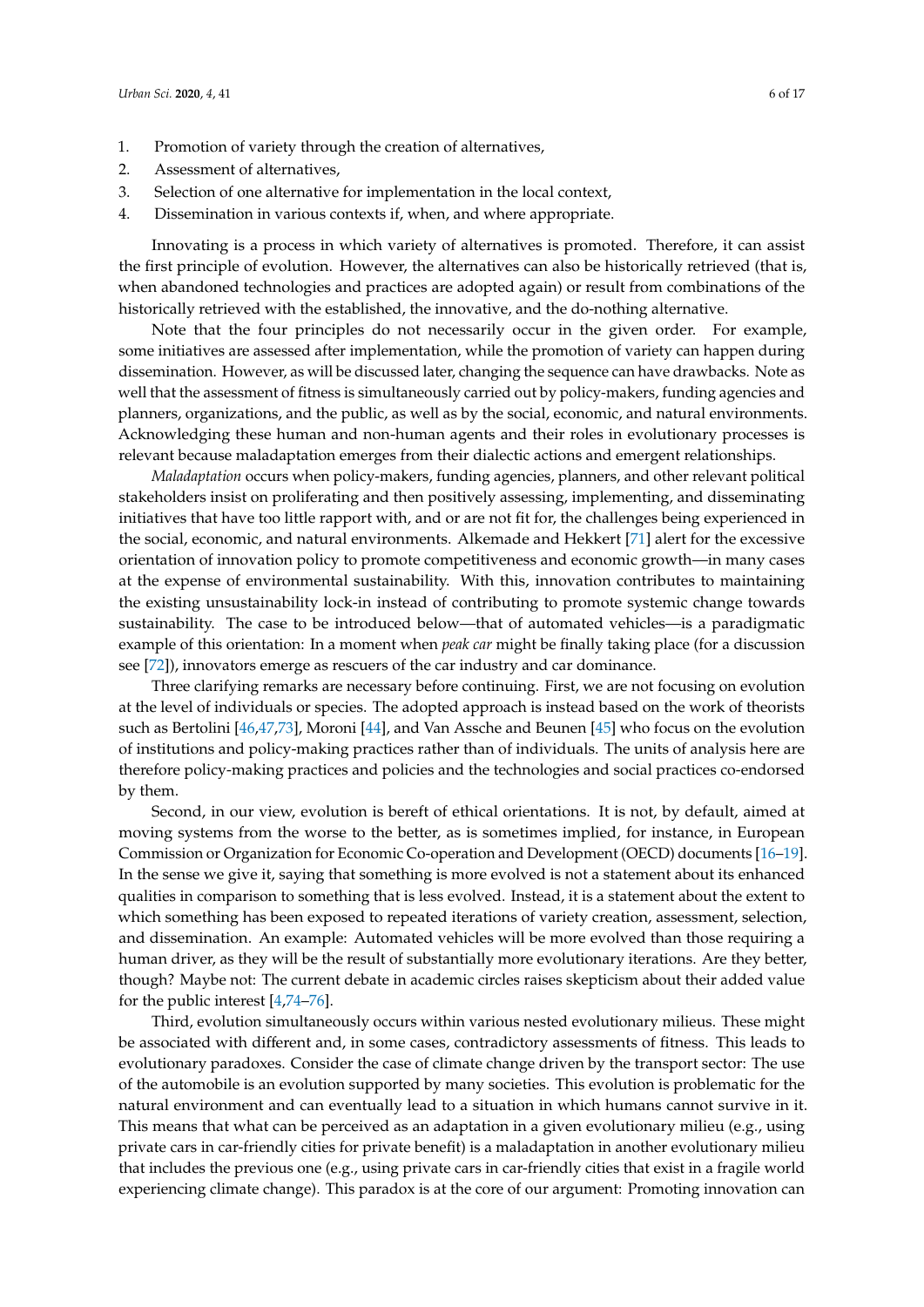1. Promotion of variety through the creation of alternatives,
2. Assessment of alternatives,
3. Selection of one alternative for implementation in the local context,
4. Dissemination in various contexts if, when, and where appropriate.

Innovating is a process in which variety of alternatives is promoted. Therefore, it can assist the first principle of evolution. However, the alternatives can also be historically retrieved (that is, when abandoned technologies and practices are adopted again) or result from combinations of the historically retrieved with the established, the innovative, and the do-nothing alternative.

Note that the four principles do not necessarily occur in the given order. For example, some initiatives are assessed after implementation, while the promotion of variety can happen during dissemination. However, as will be discussed later, changing the sequence can have drawbacks. Note as well that the assessment of fitness is simultaneously carried out by policy-makers, funding agencies and planners, organizations, and the public, as well as by the social, economic, and natural environments. Acknowledging these human and non-human agents and their roles in evolutionary processes is relevant because maladaptation emerges from their dialectic actions and emergent relationships.

*Maladaptation* occurs when policy-makers, funding agencies, planners, and other relevant political stakeholders insist on proliferating and then positively assessing, implementing, and disseminating initiatives that have too little rapport with, and or are not fit for, the challenges being experienced in the social, economic, and natural environments. Alkemade and Hekkert [71] alert for the excessive orientation of innovation policy to promote competitiveness and economic growth—in many cases at the expense of environmental sustainability. With this, innovation contributes to maintaining the existing unsustainability lock-in instead of contributing to promote systemic change towards sustainability. The case to be introduced below—that of automated vehicles—is a paradigmatic example of this orientation: In a moment when *peak car* might be finally taking place (for a discussion see [72]), innovators emerge as rescuers of the car industry and car dominance.

Three clarifying remarks are necessary before continuing. First, we are not focusing on evolution at the level of individuals or species. The adopted approach is instead based on the work of theorists such as Bertolini [46,47,73], Moroni [44], and Van Assche and Beunen [45] who focus on the evolution of institutions and policy-making practices rather than of individuals. The units of analysis here are therefore policy-making practices and policies and the technologies and social practices co-endorsed by them.

Second, in our view, evolution is bereft of ethical orientations. It is not, by default, aimed at moving systems from the worse to the better, as is sometimes implied, for instance, in European Commission or Organization for Economic Co-operation and Development (OECD) documents [16–19]. In the sense we give it, saying that something is more evolved is not a statement about its enhanced qualities in comparison to something that is less evolved. Instead, it is a statement about the extent to which something has been exposed to repeated iterations of variety creation, assessment, selection, and dissemination. An example: Automated vehicles will be more evolved than those requiring a human driver, as they will be the result of substantially more evolutionary iterations. Are they better, though? Maybe not: The current debate in academic circles raises skepticism about their added value for the public interest [4,74–76].

Third, evolution simultaneously occurs within various nested evolutionary milieus. These might be associated with different and, in some cases, contradictory assessments of fitness. This leads to evolutionary paradoxes. Consider the case of climate change driven by the transport sector: The use of the automobile is an evolution supported by many societies. This evolution is problematic for the natural environment and can eventually lead to a situation in which humans cannot survive in it. This means that what can be perceived as an adaptation in a given evolutionary milieu (e.g., using private cars in car-friendly cities for private benefit) is a maladaptation in another evolutionary milieu that includes the previous one (e.g., using private cars in car-friendly cities that exist in a fragile world experiencing climate change). This paradox is at the core of our argument: Promoting innovation can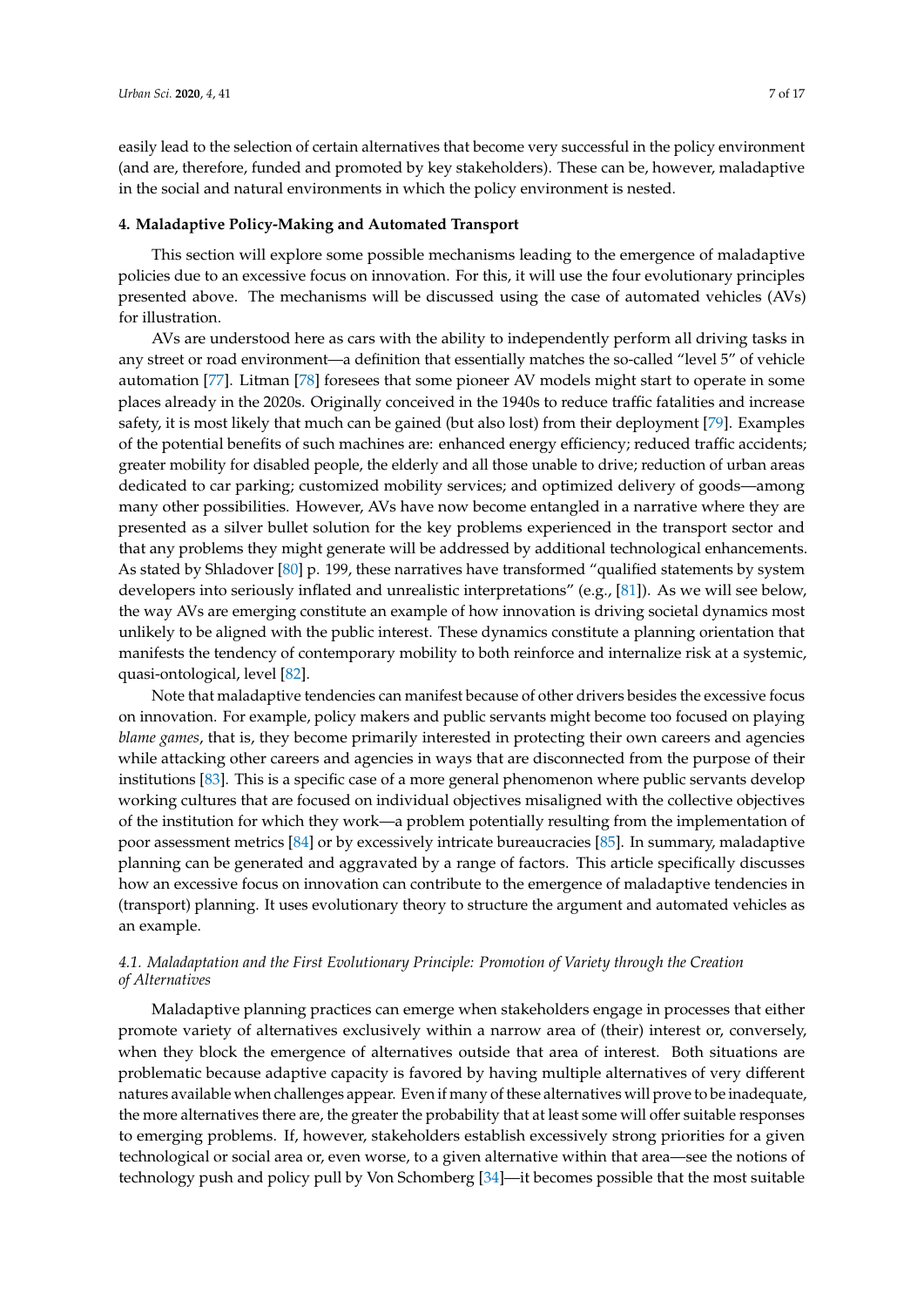easily lead to the selection of certain alternatives that become very successful in the policy environment (and are, therefore, funded and promoted by key stakeholders). These can be, however, maladaptive in the social and natural environments in which the policy environment is nested.

## 4. Maladaptive Policy-Making and Automated Transport

This section will explore some possible mechanisms leading to the emergence of maladaptive policies due to an excessive focus on innovation. For this, it will use the four evolutionary principles presented above. The mechanisms will be discussed using the case of automated vehicles (AVs) for illustration.

AVs are understood here as cars with the ability to independently perform all driving tasks in any street or road environment—a definition that essentially matches the so-called "level 5" of vehicle automation [77]. Litman [78] foresees that some pioneer AV models might start to operate in some places already in the 2020s. Originally conceived in the 1940s to reduce traffic fatalities and increase safety, it is most likely that much can be gained (but also lost) from their deployment [79]. Examples of the potential benefits of such machines are: enhanced energy efficiency; reduced traffic accidents; greater mobility for disabled people, the elderly and all those unable to drive; reduction of urban areas dedicated to car parking; customized mobility services; and optimized delivery of goods—among many other possibilities. However, AVs have now become entangled in a narrative where they are presented as a silver bullet solution for the key problems experienced in the transport sector and that any problems they might generate will be addressed by additional technological enhancements. As stated by Shladover [80] p. 199, these narratives have transformed "qualified statements by system developers into seriously inflated and unrealistic interpretations" (e.g., [81]). As we will see below, the way AVs are emerging constitute an example of how innovation is driving societal dynamics most unlikely to be aligned with the public interest. These dynamics constitute a planning orientation that manifests the tendency of contemporary mobility to both reinforce and internalize risk at a systemic, quasi-ontological, level [82].

Note that maladaptive tendencies can manifest because of other drivers besides the excessive focus on innovation. For example, policy makers and public servants might become too focused on playing *blame games*, that is, they become primarily interested in protecting their own careers and agencies while attacking other careers and agencies in ways that are disconnected from the purpose of their institutions [83]. This is a specific case of a more general phenomenon where public servants develop working cultures that are focused on individual objectives misaligned with the collective objectives of the institution for which they work—a problem potentially resulting from the implementation of poor assessment metrics [84] or by excessively intricate bureaucracies [85]. In summary, maladaptive planning can be generated and aggravated by a range of factors. This article specifically discusses how an excessive focus on innovation can contribute to the emergence of maladaptive tendencies in (transport) planning. It uses evolutionary theory to structure the argument and automated vehicles as an example.

### *4.1. Maladaptation and the First Evolutionary Principle: Promotion of Variety through the Creation of Alternatives*

Maladaptive planning practices can emerge when stakeholders engage in processes that either promote variety of alternatives exclusively within a narrow area of (their) interest or, conversely, when they block the emergence of alternatives outside that area of interest. Both situations are problematic because adaptive capacity is favored by having multiple alternatives of very different natures available when challenges appear. Even if many of these alternatives will prove to be inadequate, the more alternatives there are, the greater the probability that at least some will offer suitable responses to emerging problems. If, however, stakeholders establish excessively strong priorities for a given technological or social area or, even worse, to a given alternative within that area—see the notions of technology push and policy pull by Von Schomberg [34]—it becomes possible that the most suitable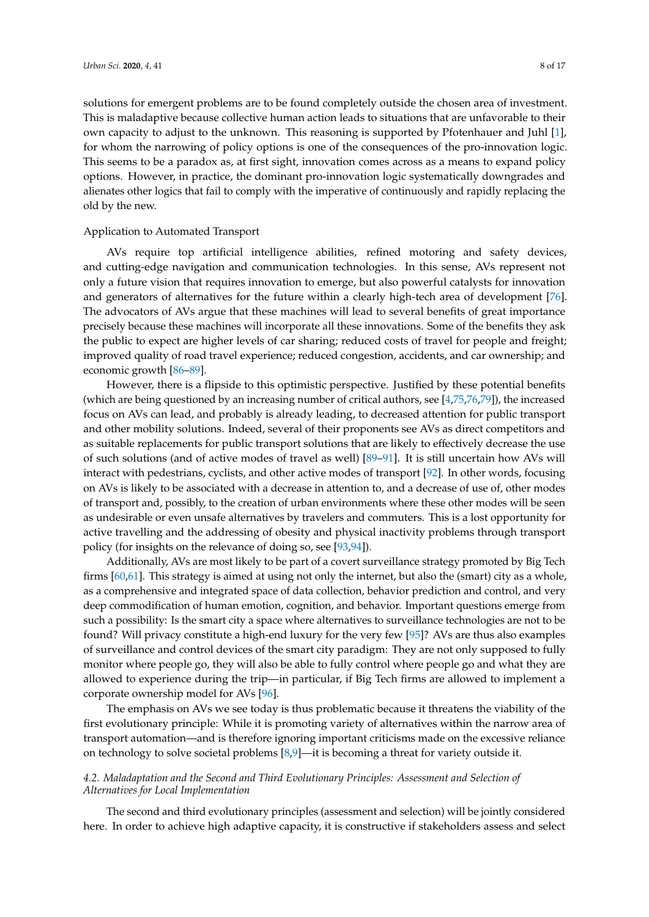solutions for emergent problems are to be found completely outside the chosen area of investment. This is maladaptive because collective human action leads to situations that are unfavorable to their own capacity to adjust to the unknown. This reasoning is supported by Pfotenhauer and Juhl [1], for whom the narrowing of policy options is one of the consequences of the pro-innovation logic. This seems to be a paradox as, at first sight, innovation comes across as a means to expand policy options. However, in practice, the dominant pro-innovation logic systematically downgrades and alienates other logics that fail to comply with the imperative of continuously and rapidly replacing the old by the new.

Application to Automated Transport

AVs require top artificial intelligence abilities, refined motoring and safety devices, and cutting-edge navigation and communication technologies. In this sense, AVs represent not only a future vision that requires innovation to emerge, but also powerful catalysts for innovation and generators of alternatives for the future within a clearly high-tech area of development [76]. The advocators of AVs argue that these machines will lead to several benefits of great importance precisely because these machines will incorporate all these innovations. Some of the benefits they ask the public to expect are higher levels of car sharing; reduced costs of travel for people and freight; improved quality of road travel experience; reduced congestion, accidents, and car ownership; and economic growth [86–89].

However, there is a flipside to this optimistic perspective. Justified by these potential benefits (which are being questioned by an increasing number of critical authors, see [4,75,76,79]), the increased focus on AVs can lead, and probably is already leading, to decreased attention for public transport and other mobility solutions. Indeed, several of their proponents see AVs as direct competitors and as suitable replacements for public transport solutions that are likely to effectively decrease the use of such solutions (and of active modes of travel as well) [89–91]. It is still uncertain how AVs will interact with pedestrians, cyclists, and other active modes of transport [92]. In other words, focusing on AVs is likely to be associated with a decrease in attention to, and a decrease of use of, other modes of transport and, possibly, to the creation of urban environments where these other modes will be seen as undesirable or even unsafe alternatives by travelers and commuters. This is a lost opportunity for active travelling and the addressing of obesity and physical inactivity problems through transport policy (for insights on the relevance of doing so, see [93,94]).

Additionally, AVs are most likely to be part of a covert surveillance strategy promoted by Big Tech firms [60,61]. This strategy is aimed at using not only the internet, but also the (smart) city as a whole, as a comprehensive and integrated space of data collection, behavior prediction and control, and very deep commodification of human emotion, cognition, and behavior. Important questions emerge from such a possibility: Is the smart city a space where alternatives to surveillance technologies are not to be found? Will privacy constitute a high-end luxury for the very few [95]? AVs are thus also examples of surveillance and control devices of the smart city paradigm: They are not only supposed to fully monitor where people go, they will also be able to fully control where people go and what they are allowed to experience during the trip—in particular, if Big Tech firms are allowed to implement a corporate ownership model for AVs [96].

The emphasis on AVs we see today is thus problematic because it threatens the viability of the first evolutionary principle: While it is promoting variety of alternatives within the narrow area of transport automation—and is therefore ignoring important criticisms made on the excessive reliance on technology to solve societal problems [8,9]—it is becoming a threat for variety outside it.

### *4.2. Maladaptation and the Second and Third Evolutionary Principles: Assessment and Selection of Alternatives for Local Implementation*

The second and third evolutionary principles (assessment and selection) will be jointly considered here. In order to achieve high adaptive capacity, it is constructive if stakeholders assess and select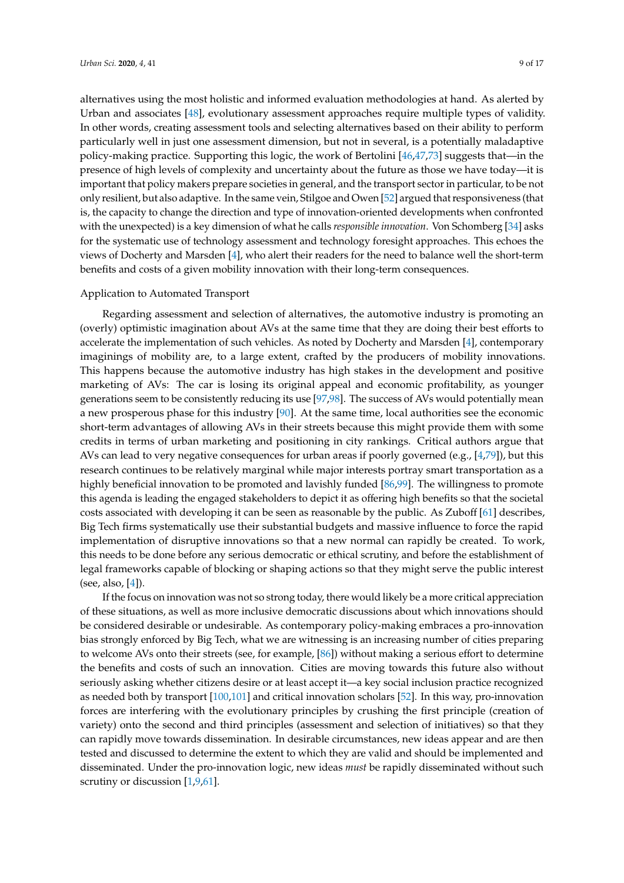alternatives using the most holistic and informed evaluation methodologies at hand. As alerted by Urban and associates [48], evolutionary assessment approaches require multiple types of validity. In other words, creating assessment tools and selecting alternatives based on their ability to perform particularly well in just one assessment dimension, but not in several, is a potentially maladaptive policy-making practice. Supporting this logic, the work of Bertolini [46,47,73] suggests that—in the presence of high levels of complexity and uncertainty about the future as those we have today—it is important that policy makers prepare societies in general, and the transport sector in particular, to be not only resilient, but also adaptive. In the same vein, Stilgoe and Owen [52] argued that responsiveness (that is, the capacity to change the direction and type of innovation-oriented developments when confronted with the unexpected) is a key dimension of what he calls *responsible innovation*. Von Schomberg [34] asks for the systematic use of technology assessment and technology foresight approaches. This echoes the views of Docherty and Marsden [4], who alert their readers for the need to balance well the short-term benefits and costs of a given mobility innovation with their long-term consequences.

Application to Automated Transport

Regarding assessment and selection of alternatives, the automotive industry is promoting an (overly) optimistic imagination about AVs at the same time that they are doing their best efforts to accelerate the implementation of such vehicles. As noted by Docherty and Marsden [4], contemporary imaginings of mobility are, to a large extent, crafted by the producers of mobility innovations. This happens because the automotive industry has high stakes in the development and positive marketing of AVs: The car is losing its original appeal and economic profitability, as younger generations seem to be consistently reducing its use [97,98]. The success of AVs would potentially mean a new prosperous phase for this industry [90]. At the same time, local authorities see the economic short-term advantages of allowing AVs in their streets because this might provide them with some credits in terms of urban marketing and positioning in city rankings. Critical authors argue that AVs can lead to very negative consequences for urban areas if poorly governed (e.g., [4,79]), but this research continues to be relatively marginal while major interests portray smart transportation as a highly beneficial innovation to be promoted and lavishly funded [86,99]. The willingness to promote this agenda is leading the engaged stakeholders to depict it as offering high benefits so that the societal costs associated with developing it can be seen as reasonable by the public. As Zuboff [61] describes, Big Tech firms systematically use their substantial budgets and massive influence to force the rapid implementation of disruptive innovations so that a new normal can rapidly be created. To work, this needs to be done before any serious democratic or ethical scrutiny, and before the establishment of legal frameworks capable of blocking or shaping actions so that they might serve the public interest (see, also, [4]).

If the focus on innovation was not so strong today, there would likely be a more critical appreciation of these situations, as well as more inclusive democratic discussions about which innovations should be considered desirable or undesirable. As contemporary policy-making embraces a pro-innovation bias strongly enforced by Big Tech, what we are witnessing is an increasing number of cities preparing to welcome AVs onto their streets (see, for example, [86]) without making a serious effort to determine the benefits and costs of such an innovation. Cities are moving towards this future also without seriously asking whether citizens desire or at least accept it—a key social inclusion practice recognized as needed both by transport [100,101] and critical innovation scholars [52]. In this way, pro-innovation forces are interfering with the evolutionary principles by crushing the first principle (creation of variety) onto the second and third principles (assessment and selection of initiatives) so that they can rapidly move towards dissemination. In desirable circumstances, new ideas appear and are then tested and discussed to determine the extent to which they are valid and should be implemented and disseminated. Under the pro-innovation logic, new ideas *must* be rapidly disseminated without such scrutiny or discussion [1,9,61].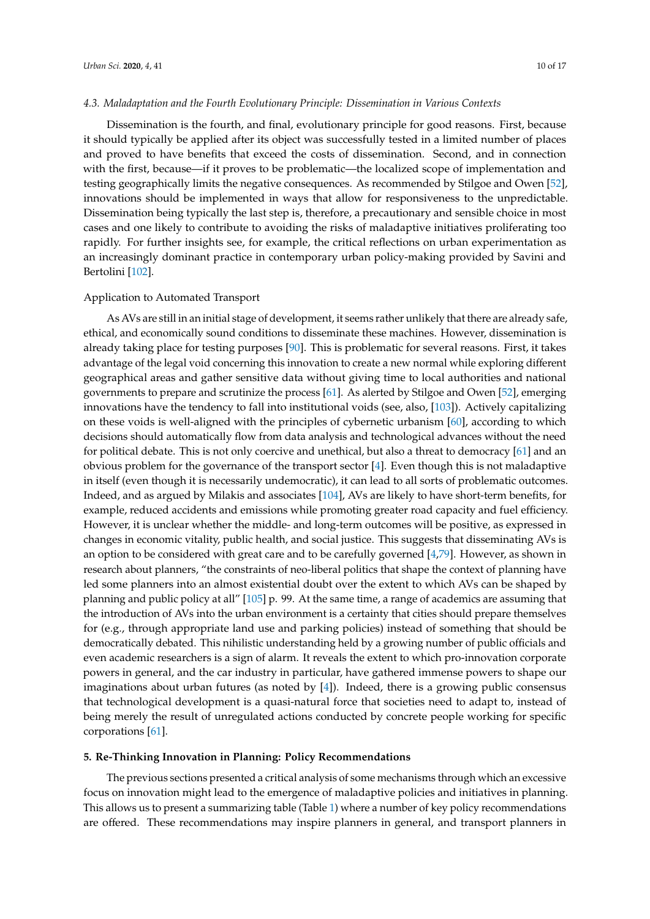### *4.3. Maladaptation and the Fourth Evolutionary Principle: Dissemination in Various Contexts*

Dissemination is the fourth, and final, evolutionary principle for good reasons. First, because it should typically be applied after its object was successfully tested in a limited number of places and proved to have benefits that exceed the costs of dissemination. Second, and in connection with the first, because—if it proves to be problematic—the localized scope of implementation and testing geographically limits the negative consequences. As recommended by Stilgoe and Owen [52], innovations should be implemented in ways that allow for responsiveness to the unpredictable. Dissemination being typically the last step is, therefore, a precautionary and sensible choice in most cases and one likely to contribute to avoiding the risks of maladaptive initiatives proliferating too rapidly. For further insights see, for example, the critical reflections on urban experimentation as an increasingly dominant practice in contemporary urban policy-making provided by Savini and Bertolini [102].

#### Application to Automated Transport

As AVs are still in an initial stage of development, it seems rather unlikely that there are already safe, ethical, and economically sound conditions to disseminate these machines. However, dissemination is already taking place for testing purposes [90]. This is problematic for several reasons. First, it takes advantage of the legal void concerning this innovation to create a new normal while exploring different geographical areas and gather sensitive data without giving time to local authorities and national governments to prepare and scrutinize the process [61]. As alerted by Stilgoe and Owen [52], emerging innovations have the tendency to fall into institutional voids (see, also, [103]). Actively capitalizing on these voids is well-aligned with the principles of cybernetic urbanism [60], according to which decisions should automatically flow from data analysis and technological advances without the need for political debate. This is not only coercive and unethical, but also a threat to democracy [61] and an obvious problem for the governance of the transport sector [4]. Even though this is not maladaptive in itself (even though it is necessarily undemocratic), it can lead to all sorts of problematic outcomes. Indeed, and as argued by Milakis and associates [104], AVs are likely to have short-term benefits, for example, reduced accidents and emissions while promoting greater road capacity and fuel efficiency. However, it is unclear whether the middle- and long-term outcomes will be positive, as expressed in changes in economic vitality, public health, and social justice. This suggests that disseminating AVs is an option to be considered with great care and to be carefully governed [4,79]. However, as shown in research about planners, "the constraints of neo-liberal politics that shape the context of planning have led some planners into an almost existential doubt over the extent to which AVs can be shaped by planning and public policy at all" [105] p. 99. At the same time, a range of academics are assuming that the introduction of AVs into the urban environment is a certainty that cities should prepare themselves for (e.g., through appropriate land use and parking policies) instead of something that should be democratically debated. This nihilistic understanding held by a growing number of public officials and even academic researchers is a sign of alarm. It reveals the extent to which pro-innovation corporate powers in general, and the car industry in particular, have gathered immense powers to shape our imaginations about urban futures (as noted by [4]). Indeed, there is a growing public consensus that technological development is a quasi-natural force that societies need to adapt to, instead of being merely the result of unregulated actions conducted by concrete people working for specific corporations [61].

## 5. Re-Thinking Innovation in Planning: Policy Recommendations

The previous sections presented a critical analysis of some mechanisms through which an excessive focus on innovation might lead to the emergence of maladaptive policies and initiatives in planning. This allows us to present a summarizing table (Table 1) where a number of key policy recommendations are offered. These recommendations may inspire planners in general, and transport planners in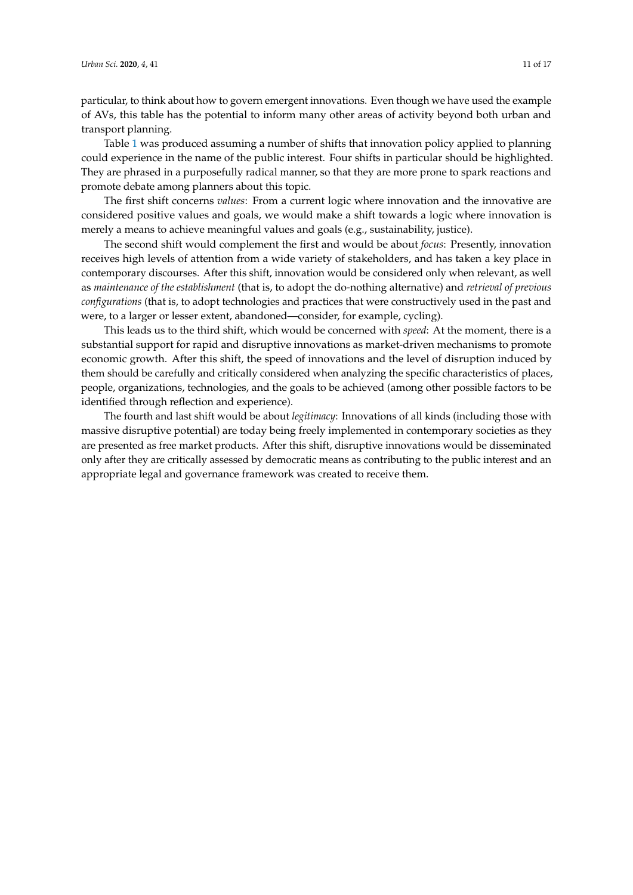particular, to think about how to govern emergent innovations. Even though we have used the example of AVs, this table has the potential to inform many other areas of activity beyond both urban and transport planning.

Table 1 was produced assuming a number of shifts that innovation policy applied to planning could experience in the name of the public interest. Four shifts in particular should be highlighted. They are phrased in a purposefully radical manner, so that they are more prone to spark reactions and promote debate among planners about this topic.

The first shift concerns *values*: From a current logic where innovation and the innovative are considered positive values and goals, we would make a shift towards a logic where innovation is merely a means to achieve meaningful values and goals (e.g., sustainability, justice).

The second shift would complement the first and would be about *focus*: Presently, innovation receives high levels of attention from a wide variety of stakeholders, and has taken a key place in contemporary discourses. After this shift, innovation would be considered only when relevant, as well as *maintenance of the establishment* (that is, to adopt the do-nothing alternative) and *retrieval of previous configurations* (that is, to adopt technologies and practices that were constructively used in the past and were, to a larger or lesser extent, abandoned—consider, for example, cycling).

This leads us to the third shift, which would be concerned with *speed*: At the moment, there is a substantial support for rapid and disruptive innovations as market-driven mechanisms to promote economic growth. After this shift, the speed of innovations and the level of disruption induced by them should be carefully and critically considered when analyzing the specific characteristics of places, people, organizations, technologies, and the goals to be achieved (among other possible factors to be identified through reflection and experience).

The fourth and last shift would be about *legitimacy*: Innovations of all kinds (including those with massive disruptive potential) are today being freely implemented in contemporary societies as they are presented as free market products. After this shift, disruptive innovations would be disseminated only after they are critically assessed by democratic means as contributing to the public interest and an appropriate legal and governance framework was created to receive them.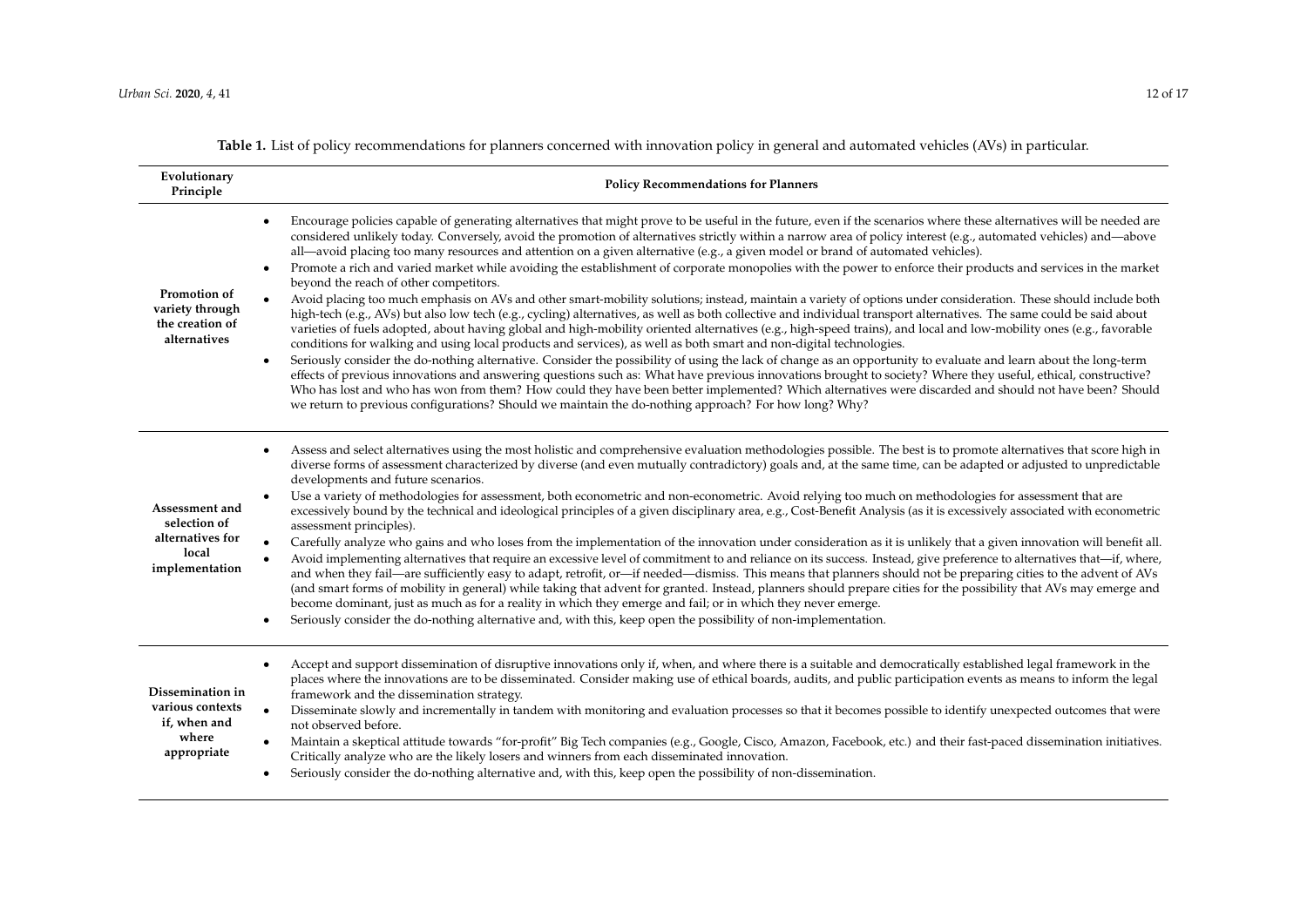**Table 1.** List of policy recommendations for planners concerned with innovation policy in general and automated vehicles (AVs) in particular.

| Evolutionary Principle | Policy Recommendations for Planners |
| --- | --- |
| **Promotion of variety through the creation of alternatives** | • Encourage policies capable of generating alternatives that might prove to be useful in the future, even if the scenarios where these alternatives will be needed are considered unlikely today. Conversely, avoid the promotion of alternatives strictly within a narrow area of policy interest (e.g., automated vehicles) and—above all—avoid placing too many resources and attention on a given alternative (e.g., a given model or brand of automated vehicles).<br>• Promote a rich and varied market while avoiding the establishment of corporate monopolies with the power to enforce their products and services in the market beyond the reach of other competitors.<br>• Avoid placing too much emphasis on AVs and other smart-mobility solutions; instead, maintain a variety of options under consideration. These should include both high-tech (e.g., AVs) but also low tech (e.g., cycling) alternatives, as well as both collective and individual transport alternatives. The same could be said about varieties of fuels adopted, about having global and high-mobility oriented alternatives (e.g., high-speed trains), and local and low-mobility ones (e.g., favorable conditions for walking and using local products and services), as well as both smart and non-digital technologies.<br>• Seriously consider the do-nothing alternative. Consider the possibility of using the lack of change as an opportunity to evaluate and learn about the long-term effects of previous innovations and answering questions such as: What have previous innovations brought to society? Where they useful, ethical, constructive? Who has lost and who has won from them? How could they have been better implemented? Which alternatives were discarded and should not have been? Should we return to previous configurations? Should we maintain the do-nothing approach? For how long? Why? |
| **Assessment and selection of alternatives for local implementation** | • Assess and select alternatives using the most holistic and comprehensive evaluation methodologies possible. The best is to promote alternatives that score high in diverse forms of assessment characterized by diverse (and even mutually contradictory) goals and, at the same time, can be adapted or adjusted to unpredictable developments and future scenarios.<br>• Use a variety of methodologies for assessment, both econometric and non-econometric. Avoid relying too much on methodologies for assessment that are excessively bound by the technical and ideological principles of a given disciplinary area, e.g., Cost-Benefit Analysis (as it is excessively associated with econometric assessment principles).<br>• Carefully analyze who gains and who loses from the implementation of the innovation under consideration as it is unlikely that a given innovation will benefit all.<br>• Avoid implementing alternatives that require an excessive level of commitment to and reliance on its success. Instead, give preference to alternatives that—if, where, and when they fail—are sufficiently easy to adapt, retrofit, or—if needed—dismiss. This means that planners should not be preparing cities to the advent of AVs (and smart forms of mobility in general) while taking that advent for granted. Instead, planners should prepare cities for the possibility that AVs may emerge and become dominant, just as much as for a reality in which they emerge and fail; or in which they never emerge.<br>• Seriously consider the do-nothing alternative and, with this, keep open the possibility of non-implementation. |
| **Dissemination in various contexts if, when and where appropriate** | • Accept and support dissemination of disruptive innovations only if, when, and where there is a suitable and democratically established legal framework in the places where the innovations are to be disseminated. Consider making use of ethical boards, audits, and public participation events as means to inform the legal framework and the dissemination strategy.<br>• Disseminate slowly and incrementally in tandem with monitoring and evaluation processes so that it becomes possible to identify unexpected outcomes that were not observed before.<br>• Maintain a skeptical attitude towards "for-profit" Big Tech companies (e.g., Google, Cisco, Amazon, Facebook, etc.) and their fast-paced dissemination initiatives. Critically analyze who are the likely losers and winners from each disseminated innovation.<br>• Seriously consider the do-nothing alternative and, with this, keep open the possibility of non-dissemination. |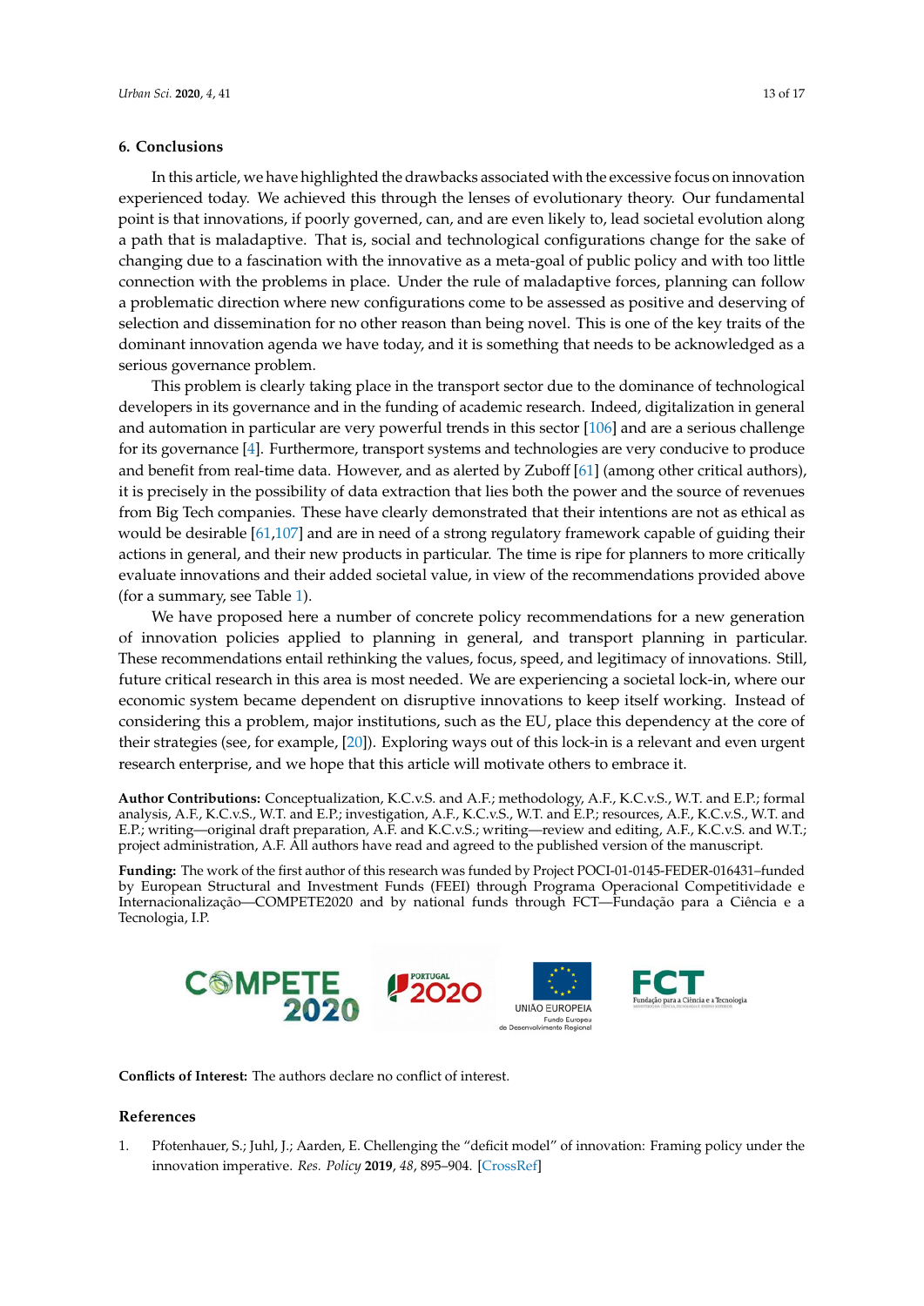## 6. Conclusions

In this article, we have highlighted the drawbacks associated with the excessive focus on innovation experienced today. We achieved this through the lenses of evolutionary theory. Our fundamental point is that innovations, if poorly governed, can, and are even likely to, lead societal evolution along a path that is maladaptive. That is, social and technological configurations change for the sake of changing due to a fascination with the innovative as a meta-goal of public policy and with too little connection with the problems in place. Under the rule of maladaptive forces, planning can follow a problematic direction where new configurations come to be assessed as positive and deserving of selection and dissemination for no other reason than being novel. This is one of the key traits of the dominant innovation agenda we have today, and it is something that needs to be acknowledged as a serious governance problem.

This problem is clearly taking place in the transport sector due to the dominance of technological developers in its governance and in the funding of academic research. Indeed, digitalization in general and automation in particular are very powerful trends in this sector [106] and are a serious challenge for its governance [4]. Furthermore, transport systems and technologies are very conducive to produce and benefit from real-time data. However, and as alerted by Zuboff [61] (among other critical authors), it is precisely in the possibility of data extraction that lies both the power and the source of revenues from Big Tech companies. These have clearly demonstrated that their intentions are not as ethical as would be desirable [61,107] and are in need of a strong regulatory framework capable of guiding their actions in general, and their new products in particular. The time is ripe for planners to more critically evaluate innovations and their added societal value, in view of the recommendations provided above (for a summary, see Table 1).

We have proposed here a number of concrete policy recommendations for a new generation of innovation policies applied to planning in general, and transport planning in particular. These recommendations entail rethinking the values, focus, speed, and legitimacy of innovations. Still, future critical research in this area is most needed. We are experiencing a societal lock-in, where our economic system became dependent on disruptive innovations to keep itself working. Instead of considering this a problem, major institutions, such as the EU, place this dependency at the core of their strategies (see, for example, [20]). Exploring ways out of this lock-in is a relevant and even urgent research enterprise, and we hope that this article will motivate others to embrace it.

**Author Contributions:** Conceptualization, K.C.v.S. and A.F.; methodology, A.F., K.C.v.S., W.T. and E.P.; formal analysis, A.F., K.C.v.S., W.T. and E.P.; investigation, A.F., K.C.v.S., W.T. and E.P.; resources, A.F., K.C.v.S., W.T. and E.P.; writing—original draft preparation, A.F. and K.C.v.S.; writing—review and editing, A.F., K.C.v.S. and W.T.; project administration, A.F. All authors have read and agreed to the published version of the manuscript.

**Funding:** The work of the first author of this research was funded by Project POCI-01-0145-FEDER-016431–funded by European Structural and Investment Funds (FEEI) through Programa Operacional Competitividade e Internacionalização—COMPETE2020 and by national funds through FCT—Fundação para a Ciência e a Tecnologia, I.P.

**Conflicts of Interest:** The authors declare no conflict of interest.

## References

1. Pfotenhauer, S.; Juhl, J.; Aarden, E. Chellenging the "deficit model" of innovation: Framing policy under the innovation imperative. *Res. Policy* **2019**, *48*, 895–904. [CrossRef]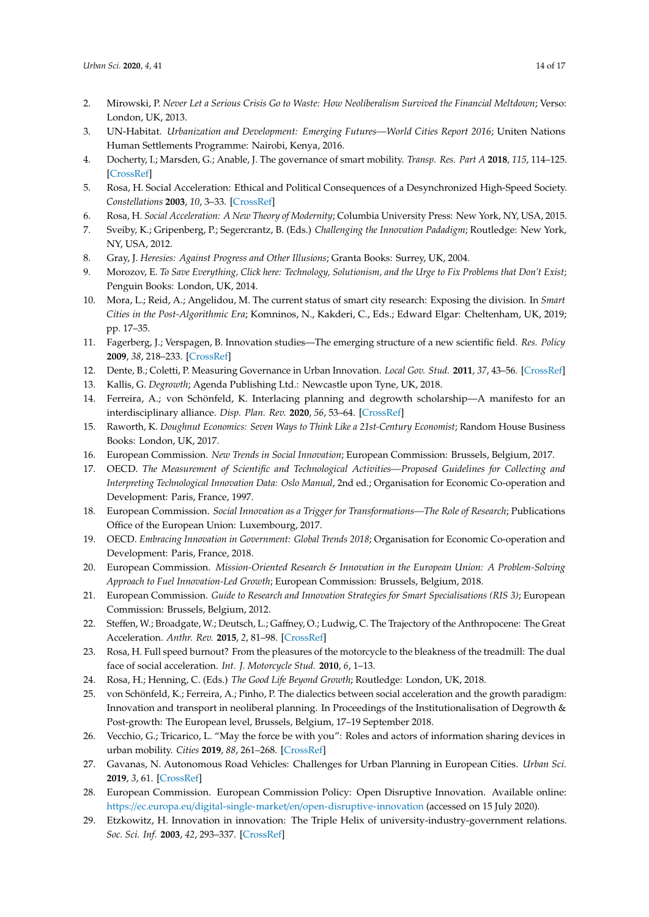2. Mirowski, P. *Never Let a Serious Crisis Go to Waste: How Neoliberalism Survived the Financial Meltdown*; Verso: London, UK, 2013.
3. UN-Habitat. *Urbanization and Development: Emerging Futures—World Cities Report 2016*; Uniten Nations Human Settlements Programme: Nairobi, Kenya, 2016.
4. Docherty, I.; Marsden, G.; Anable, J. The governance of smart mobility. *Transp. Res. Part A* **2018**, *115*, 114–125. [CrossRef]
5. Rosa, H. Social Acceleration: Ethical and Political Consequences of a Desynchronized High-Speed Society. *Constellations* **2003**, *10*, 3–33. [CrossRef]
6. Rosa, H. *Social Acceleration: A New Theory of Modernity*; Columbia University Press: New York, NY, USA, 2015.
7. Sveiby, K.; Gripenberg, P.; Segercrantz, B. (Eds.) *Challenging the Innovation Padadigm*; Routledge: New York, NY, USA, 2012.
8. Gray, J. *Heresies: Against Progress and Other Illusions*; Granta Books: Surrey, UK, 2004.
9. Morozov, E. *To Save Everything, Click here: Technology, Solutionism, and the Urge to Fix Problems that Don't Exist*; Penguin Books: London, UK, 2014.
10. Mora, L.; Reid, A.; Angelidou, M. The current status of smart city research: Exposing the division. In *Smart Cities in the Post-Algorithmic Era*; Komninos, N., Kakderi, C., Eds.; Edward Elgar: Cheltenham, UK, 2019; pp. 17–35.
11. Fagerberg, J.; Verspagen, B. Innovation studies—The emerging structure of a new scientific field. *Res. Policy* **2009**, *38*, 218–233. [CrossRef]
12. Dente, B.; Coletti, P. Measuring Governance in Urban Innovation. *Local Gov. Stud.* **2011**, *37*, 43–56. [CrossRef]
13. Kallis, G. *Degrowth*; Agenda Publishing Ltd.: Newcastle upon Tyne, UK, 2018.
14. Ferreira, A.; von Schönfeld, K. Interlacing planning and degrowth scholarship—A manifesto for an interdisciplinary alliance. *Disp. Plan. Rev.* **2020**, *56*, 53–64. [CrossRef]
15. Raworth, K. *Doughnut Economics: Seven Ways to Think Like a 21st-Century Economist*; Random House Business Books: London, UK, 2017.
16. European Commission. *New Trends in Social Innovation*; European Commission: Brussels, Belgium, 2017.
17. OECD. *The Measurement of Scientific and Technological Activities—Proposed Guidelines for Collecting and Interpreting Technological Innovation Data: Oslo Manual*, 2nd ed.; Organisation for Economic Co-operation and Development: Paris, France, 1997.
18. European Commission. *Social Innovation as a Trigger for Transformations—The Role of Research*; Publications Office of the European Union: Luxembourg, 2017.
19. OECD. *Embracing Innovation in Government: Global Trends 2018*; Organisation for Economic Co-operation and Development: Paris, France, 2018.
20. European Commission. *Mission-Oriented Research & Innovation in the European Union: A Problem-Solving Approach to Fuel Innovation-Led Growth*; European Commission: Brussels, Belgium, 2018.
21. European Commission. *Guide to Research and Innovation Strategies for Smart Specialisations (RIS 3)*; European Commission: Brussels, Belgium, 2012.
22. Steffen, W.; Broadgate, W.; Deutsch, L.; Gaffney, O.; Ludwig, C. The Trajectory of the Anthropocene: The Great Acceleration. *Anthr. Rev.* **2015**, *2*, 81–98. [CrossRef]
23. Rosa, H. Full speed burnout? From the pleasures of the motorcycle to the bleakness of the treadmill: The dual face of social acceleration. *Int. J. Motorcycle Stud.* **2010**, *6*, 1–13.
24. Rosa, H.; Henning, C. (Eds.) *The Good Life Beyond Growth*; Routledge: London, UK, 2018.
25. von Schönfeld, K.; Ferreira, A.; Pinho, P. The dialectics between social acceleration and the growth paradigm: Innovation and transport in neoliberal planning. In Proceedings of the Institutionalisation of Degrowth & Post-growth: The European level, Brussels, Belgium, 17–19 September 2018.
26. Vecchio, G.; Tricarico, L. "May the force be with you": Roles and actors of information sharing devices in urban mobility. *Cities* **2019**, *88*, 261–268. [CrossRef]
27. Gavanas, N. Autonomous Road Vehicles: Challenges for Urban Planning in European Cities. *Urban Sci.* **2019**, *3*, 61. [CrossRef]
28. European Commission. European Commission Policy: Open Disruptive Innovation. Available online: https://ec.europa.eu/digital-single-market/en/open-disruptive-innovation (accessed on 15 July 2020).
29. Etzkowitz, H. Innovation in innovation: The Triple Helix of university-industry-government relations. *Soc. Sci. Inf.* **2003**, *42*, 293–337. [CrossRef]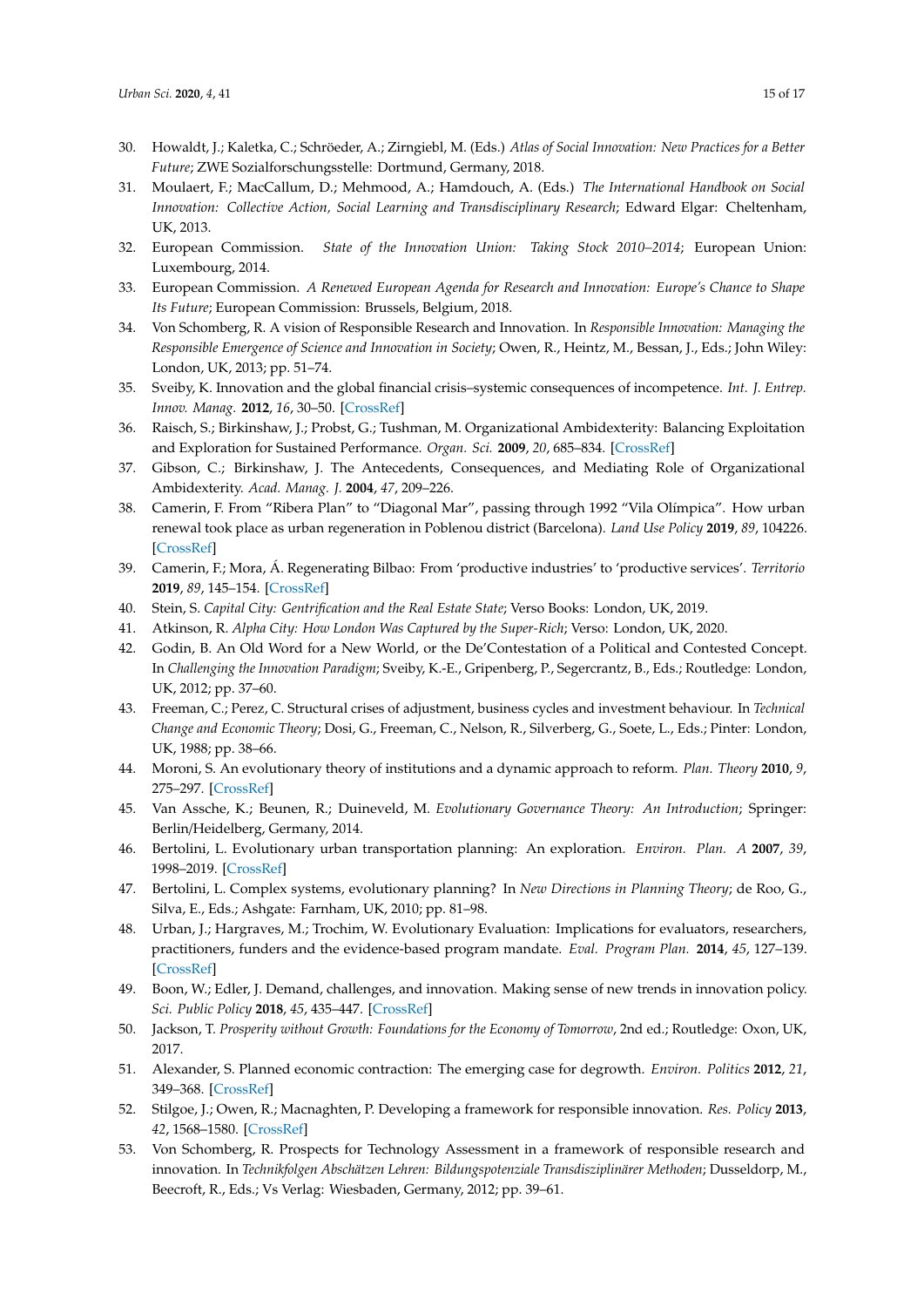30. Howaldt, J.; Kaletka, C.; Schröeder, A.; Zirngiebl, M. (Eds.) *Atlas of Social Innovation: New Practices for a Better Future*; ZWE Sozialforschungsstelle: Dortmund, Germany, 2018.
31. Moulaert, F.; MacCallum, D.; Mehmood, A.; Hamdouch, A. (Eds.) *The International Handbook on Social Innovation: Collective Action, Social Learning and Transdisciplinary Research*; Edward Elgar: Cheltenham, UK, 2013.
32. European Commission. *State of the Innovation Union: Taking Stock 2010–2014*; European Union: Luxembourg, 2014.
33. European Commission. *A Renewed European Agenda for Research and Innovation: Europe's Chance to Shape Its Future*; European Commission: Brussels, Belgium, 2018.
34. Von Schomberg, R. A vision of Responsible Research and Innovation. In *Responsible Innovation: Managing the Responsible Emergence of Science and Innovation in Society*; Owen, R., Heintz, M., Bessan, J., Eds.; John Wiley: London, UK, 2013; pp. 51–74.
35. Sveiby, K. Innovation and the global financial crisis–systemic consequences of incompetence. *Int. J. Entrep. Innov. Manag.* **2012**, *16*, 30–50. [CrossRef]
36. Raisch, S.; Birkinshaw, J.; Probst, G.; Tushman, M. Organizational Ambidexterity: Balancing Exploitation and Exploration for Sustained Performance. *Organ. Sci.* **2009**, *20*, 685–834. [CrossRef]
37. Gibson, C.; Birkinshaw, J. The Antecedents, Consequences, and Mediating Role of Organizational Ambidexterity. *Acad. Manag. J.* **2004**, *47*, 209–226.
38. Camerin, F. From "Ribera Plan" to "Diagonal Mar", passing through 1992 "Vila Olímpica". How urban renewal took place as urban regeneration in Poblenou district (Barcelona). *Land Use Policy* **2019**, *89*, 104226. [CrossRef]
39. Camerin, F.; Mora, Á. Regenerating Bilbao: From 'productive industries' to 'productive services'. *Territorio* **2019**, *89*, 145–154. [CrossRef]
40. Stein, S. *Capital City: Gentrification and the Real Estate State*; Verso Books: London, UK, 2019.
41. Atkinson, R. *Alpha City: How London Was Captured by the Super-Rich*; Verso: London, UK, 2020.
42. Godin, B. An Old Word for a New World, or the De'Contestation of a Political and Contested Concept. In *Challenging the Innovation Paradigm*; Sveiby, K.-E., Gripenberg, P., Segercrantz, B., Eds.; Routledge: London, UK, 2012; pp. 37–60.
43. Freeman, C.; Perez, C. Structural crises of adjustment, business cycles and investment behaviour. In *Technical Change and Economic Theory*; Dosi, G., Freeman, C., Nelson, R., Silverberg, G., Soete, L., Eds.; Pinter: London, UK, 1988; pp. 38–66.
44. Moroni, S. An evolutionary theory of institutions and a dynamic approach to reform. *Plan. Theory* **2010**, *9*, 275–297. [CrossRef]
45. Van Assche, K.; Beunen, R.; Duineveld, M. *Evolutionary Governance Theory: An Introduction*; Springer: Berlin/Heidelberg, Germany, 2014.
46. Bertolini, L. Evolutionary urban transportation planning: An exploration. *Environ. Plan. A* **2007**, *39*, 1998–2019. [CrossRef]
47. Bertolini, L. Complex systems, evolutionary planning? In *New Directions in Planning Theory*; de Roo, G., Silva, E., Eds.; Ashgate: Farnham, UK, 2010; pp. 81–98.
48. Urban, J.; Hargraves, M.; Trochim, W. Evolutionary Evaluation: Implications for evaluators, researchers, practitioners, funders and the evidence-based program mandate. *Eval. Program Plan.* **2014**, *45*, 127–139. [CrossRef]
49. Boon, W.; Edler, J. Demand, challenges, and innovation. Making sense of new trends in innovation policy. *Sci. Public Policy* **2018**, *45*, 435–447. [CrossRef]
50. Jackson, T. *Prosperity without Growth: Foundations for the Economy of Tomorrow*, 2nd ed.; Routledge: Oxon, UK, 2017.
51. Alexander, S. Planned economic contraction: The emerging case for degrowth. *Environ. Politics* **2012**, *21*, 349–368. [CrossRef]
52. Stilgoe, J.; Owen, R.; Macnaghten, P. Developing a framework for responsible innovation. *Res. Policy* **2013**, *42*, 1568–1580. [CrossRef]
53. Von Schomberg, R. Prospects for Technology Assessment in a framework of responsible research and innovation. In *Technikfolgen Abschätzen Lehren: Bildungspotenziale Transdisziplinärer Methoden*; Dusseldorp, M., Beecroft, R., Eds.; Vs Verlag: Wiesbaden, Germany, 2012; pp. 39–61.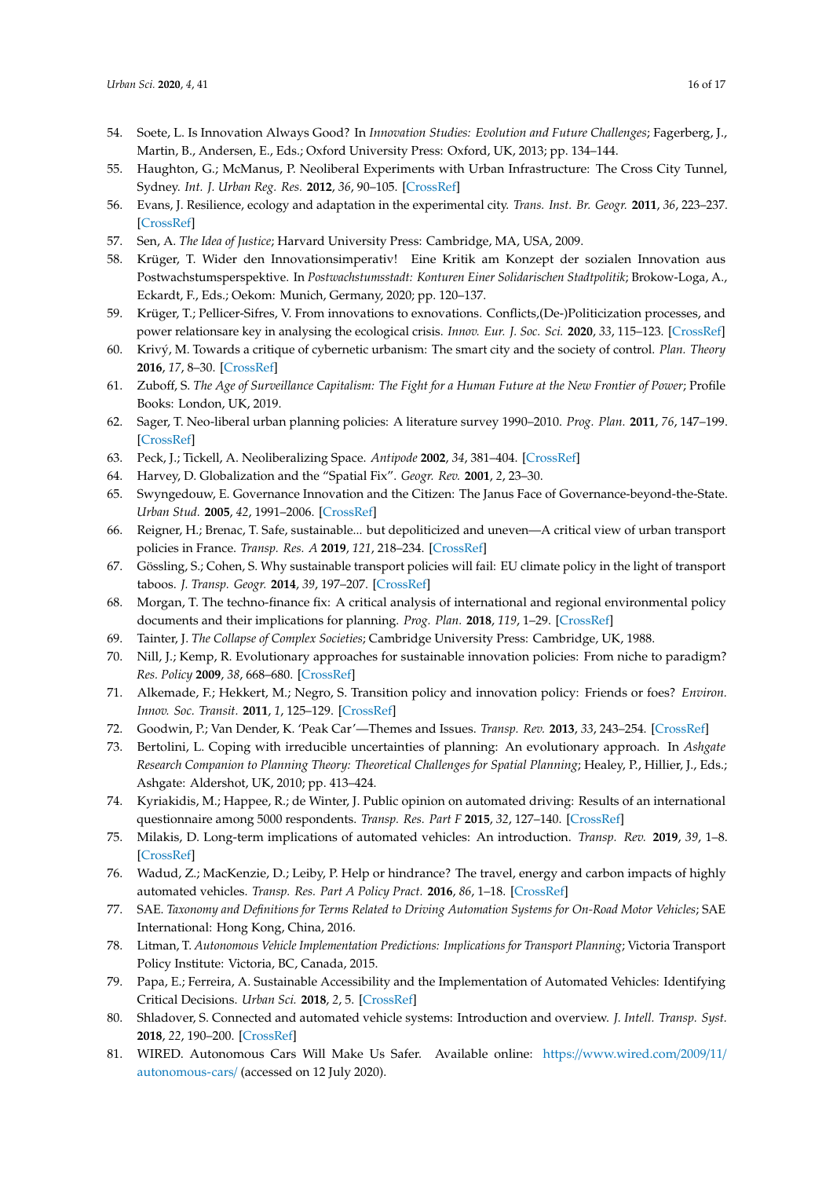54. Soete, L. Is Innovation Always Good? In *Innovation Studies: Evolution and Future Challenges*; Fagerberg, J., Martin, B., Andersen, E., Eds.; Oxford University Press: Oxford, UK, 2013; pp. 134–144.
55. Haughton, G.; McManus, P. Neoliberal Experiments with Urban Infrastructure: The Cross City Tunnel, Sydney. *Int. J. Urban Reg. Res.* **2012**, *36*, 90–105. [CrossRef]
56. Evans, J. Resilience, ecology and adaptation in the experimental city. *Trans. Inst. Br. Geogr.* **2011**, *36*, 223–237. [CrossRef]
57. Sen, A. *The Idea of Justice*; Harvard University Press: Cambridge, MA, USA, 2009.
58. Krüger, T. Wider den Innovationsimperativ! Eine Kritik am Konzept der sozialen Innovation aus Postwachstumsperspektive. In *Postwachstumsstadt: Konturen Einer Solidarischen Stadtpolitik*; Brokow-Loga, A., Eckardt, F., Eds.; Oekom: Munich, Germany, 2020; pp. 120–137.
59. Krüger, T.; Pellicer-Sifres, V. From innovations to exnovations. Conflicts,(De-)Politicization processes, and power relationsare key in analysing the ecological crisis. *Innov. Eur. J. Soc. Sci.* **2020**, *33*, 115–123. [CrossRef]
60. Krivý, M. Towards a critique of cybernetic urbanism: The smart city and the society of control. *Plan. Theory* **2016**, *17*, 8–30. [CrossRef]
61. Zuboff, S. *The Age of Surveillance Capitalism: The Fight for a Human Future at the New Frontier of Power*; Profile Books: London, UK, 2019.
62. Sager, T. Neo-liberal urban planning policies: A literature survey 1990–2010. *Prog. Plan.* **2011**, *76*, 147–199. [CrossRef]
63. Peck, J.; Tickell, A. Neoliberalizing Space. *Antipode* **2002**, *34*, 381–404. [CrossRef]
64. Harvey, D. Globalization and the "Spatial Fix". *Geogr. Rev.* **2001**, *2*, 23–30.
65. Swyngedouw, E. Governance Innovation and the Citizen: The Janus Face of Governance-beyond-the-State. *Urban Stud.* **2005**, *42*, 1991–2006. [CrossRef]
66. Reigner, H.; Brenac, T. Safe, sustainable... but depoliticized and uneven—A critical view of urban transport policies in France. *Transp. Res. A* **2019**, *121*, 218–234. [CrossRef]
67. Gössling, S.; Cohen, S. Why sustainable transport policies will fail: EU climate policy in the light of transport taboos. *J. Transp. Geogr.* **2014**, *39*, 197–207. [CrossRef]
68. Morgan, T. The techno-finance fix: A critical analysis of international and regional environmental policy documents and their implications for planning. *Prog. Plan.* **2018**, *119*, 1–29. [CrossRef]
69. Tainter, J. *The Collapse of Complex Societies*; Cambridge University Press: Cambridge, UK, 1988.
70. Nill, J.; Kemp, R. Evolutionary approaches for sustainable innovation policies: From niche to paradigm? *Res. Policy* **2009**, *38*, 668–680. [CrossRef]
71. Alkemade, F.; Hekkert, M.; Negro, S. Transition policy and innovation policy: Friends or foes? *Environ. Innov. Soc. Transit.* **2011**, *1*, 125–129. [CrossRef]
72. Goodwin, P.; Van Dender, K. 'Peak Car'—Themes and Issues. *Transp. Rev.* **2013**, *33*, 243–254. [CrossRef]
73. Bertolini, L. Coping with irreducible uncertainties of planning: An evolutionary approach. In *Ashgate Research Companion to Planning Theory: Theoretical Challenges for Spatial Planning*; Healey, P., Hillier, J., Eds.; Ashgate: Aldershot, UK, 2010; pp. 413–424.
74. Kyriakidis, M.; Happee, R.; de Winter, J. Public opinion on automated driving: Results of an international questionnaire among 5000 respondents. *Transp. Res. Part F* **2015**, *32*, 127–140. [CrossRef]
75. Milakis, D. Long-term implications of automated vehicles: An introduction. *Transp. Rev.* **2019**, *39*, 1–8. [CrossRef]
76. Wadud, Z.; MacKenzie, D.; Leiby, P. Help or hindrance? The travel, energy and carbon impacts of highly automated vehicles. *Transp. Res. Part A Policy Pract.* **2016**, *86*, 1–18. [CrossRef]
77. SAE. *Taxonomy and Definitions for Terms Related to Driving Automation Systems for On-Road Motor Vehicles*; SAE International: Hong Kong, China, 2016.
78. Litman, T. *Autonomous Vehicle Implementation Predictions: Implications for Transport Planning*; Victoria Transport Policy Institute: Victoria, BC, Canada, 2015.
79. Papa, E.; Ferreira, A. Sustainable Accessibility and the Implementation of Automated Vehicles: Identifying Critical Decisions. *Urban Sci.* **2018**, *2*, 5. [CrossRef]
80. Shladover, S. Connected and automated vehicle systems: Introduction and overview. *J. Intell. Transp. Syst.* **2018**, *22*, 190–200. [CrossRef]
81. WIRED. Autonomous Cars Will Make Us Safer. Available online: https://www.wired.com/2009/11/autonomous-cars/ (accessed on 12 July 2020).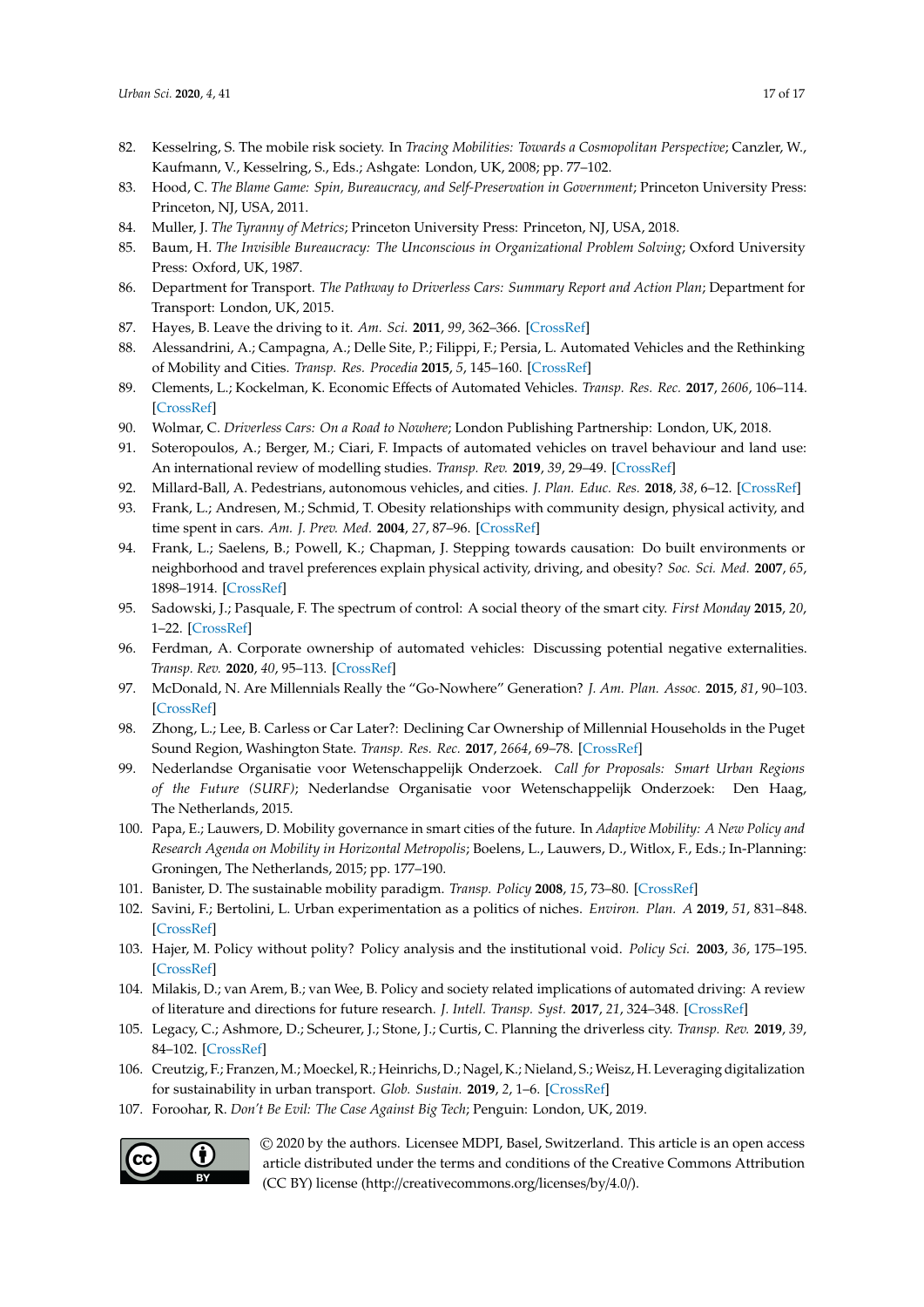82. Kesselring, S. The mobile risk society. In *Tracing Mobilities: Towards a Cosmopolitan Perspective*; Canzler, W., Kaufmann, V., Kesselring, S., Eds.; Ashgate: London, UK, 2008; pp. 77–102.
83. Hood, C. *The Blame Game: Spin, Bureaucracy, and Self-Preservation in Government*; Princeton University Press: Princeton, NJ, USA, 2011.
84. Muller, J. *The Tyranny of Metrics*; Princeton University Press: Princeton, NJ, USA, 2018.
85. Baum, H. *The Invisible Bureaucracy: The Unconscious in Organizational Problem Solving*; Oxford University Press: Oxford, UK, 1987.
86. Department for Transport. *The Pathway to Driverless Cars: Summary Report and Action Plan*; Department for Transport: London, UK, 2015.
87. Hayes, B. Leave the driving to it. *Am. Sci.* **2011**, *99*, 362–366. [CrossRef]
88. Alessandrini, A.; Campagna, A.; Delle Site, P.; Filippi, F.; Persia, L. Automated Vehicles and the Rethinking of Mobility and Cities. *Transp. Res. Procedia* **2015**, *5*, 145–160. [CrossRef]
89. Clements, L.; Kockelman, K. Economic Effects of Automated Vehicles. *Transp. Res. Rec.* **2017**, *2606*, 106–114. [CrossRef]
90. Wolmar, C. *Driverless Cars: On a Road to Nowhere*; London Publishing Partnership: London, UK, 2018.
91. Soteropoulos, A.; Berger, M.; Ciari, F. Impacts of automated vehicles on travel behaviour and land use: An international review of modelling studies. *Transp. Rev.* **2019**, *39*, 29–49. [CrossRef]
92. Millard-Ball, A. Pedestrians, autonomous vehicles, and cities. *J. Plan. Educ. Res.* **2018**, *38*, 6–12. [CrossRef]
93. Frank, L.; Andresen, M.; Schmid, T. Obesity relationships with community design, physical activity, and time spent in cars. *Am. J. Prev. Med.* **2004**, *27*, 87–96. [CrossRef]
94. Frank, L.; Saelens, B.; Powell, K.; Chapman, J. Stepping towards causation: Do built environments or neighborhood and travel preferences explain physical activity, driving, and obesity? *Soc. Sci. Med.* **2007**, *65*, 1898–1914. [CrossRef]
95. Sadowski, J.; Pasquale, F. The spectrum of control: A social theory of the smart city. *First Monday* **2015**, *20*, 1–22. [CrossRef]
96. Ferdman, A. Corporate ownership of automated vehicles: Discussing potential negative externalities. *Transp. Rev.* **2020**, *40*, 95–113. [CrossRef]
97. McDonald, N. Are Millennials Really the "Go-Nowhere" Generation? *J. Am. Plan. Assoc.* **2015**, *81*, 90–103. [CrossRef]
98. Zhong, L.; Lee, B. Carless or Car Later?: Declining Car Ownership of Millennial Households in the Puget Sound Region, Washington State. *Transp. Res. Rec.* **2017**, *2664*, 69–78. [CrossRef]
99. Nederlandse Organisatie voor Wetenschappelijk Onderzoek. *Call for Proposals: Smart Urban Regions of the Future (SURF)*; Nederlandse Organisatie voor Wetenschappelijk Onderzoek: Den Haag, The Netherlands, 2015.
100. Papa, E.; Lauwers, D. Mobility governance in smart cities of the future. In *Adaptive Mobility: A New Policy and Research Agenda on Mobility in Horizontal Metropolis*; Boelens, L., Lauwers, D., Witlox, F., Eds.; In-Planning: Groningen, The Netherlands, 2015; pp. 177–190.
101. Banister, D. The sustainable mobility paradigm. *Transp. Policy* **2008**, *15*, 73–80. [CrossRef]
102. Savini, F.; Bertolini, L. Urban experimentation as a politics of niches. *Environ. Plan. A* **2019**, *51*, 831–848. [CrossRef]
103. Hajer, M. Policy without polity? Policy analysis and the institutional void. *Policy Sci.* **2003**, *36*, 175–195. [CrossRef]
104. Milakis, D.; van Arem, B.; van Wee, B. Policy and society related implications of automated driving: A review of literature and directions for future research. *J. Intell. Transp. Syst.* **2017**, *21*, 324–348. [CrossRef]
105. Legacy, C.; Ashmore, D.; Scheurer, J.; Stone, J.; Curtis, C. Planning the driverless city. *Transp. Rev.* **2019**, *39*, 84–102. [CrossRef]
106. Creutzig, F.; Franzen, M.; Moeckel, R.; Heinrichs, D.; Nagel, K.; Nieland, S.; Weisz, H. Leveraging digitalization for sustainability in urban transport. *Glob. Sustain.* **2019**, *2*, 1–6. [CrossRef]
107. Foroohar, R. *Don't Be Evil: The Case Against Big Tech*; Penguin: London, UK, 2019.

© 2020 by the authors. Licensee MDPI, Basel, Switzerland. This article is an open access article distributed under the terms and conditions of the Creative Commons Attribution (CC BY) license (http://creativecommons.org/licenses/by/4.0/).